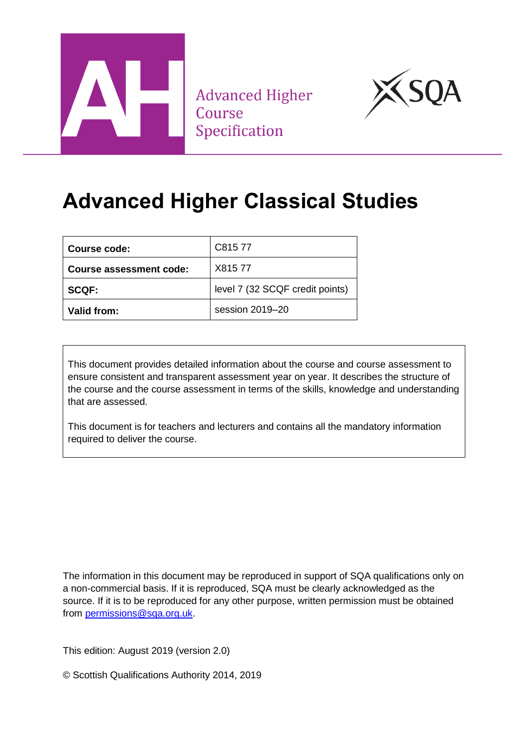Advanced Higher Course Specification

# Advanced Higher Classical Studies

| Course code: | C815 77 |
|---|---|
| Course assessment code: | X815 77 |
| SCQF: | level 7 (32 SCQF credit points) |
| Valid from: | session 2019–20 |

This document provides detailed information about the course and course assessment to ensure consistent and transparent assessment year on year. It describes the structure of the course and the course assessment in terms of the skills, knowledge and understanding that are assessed.

This document is for teachers and lecturers and contains all the mandatory information required to deliver the course.

The information in this document may be reproduced in support of SQA qualifications only on a non-commercial basis. If it is reproduced, SQA must be clearly acknowledged as the source. If it is to be reproduced for any other purpose, written permission must be obtained from permissions@sqa.org.uk.

This edition: August 2019 (version 2.0)

© Scottish Qualifications Authority 2014, 2019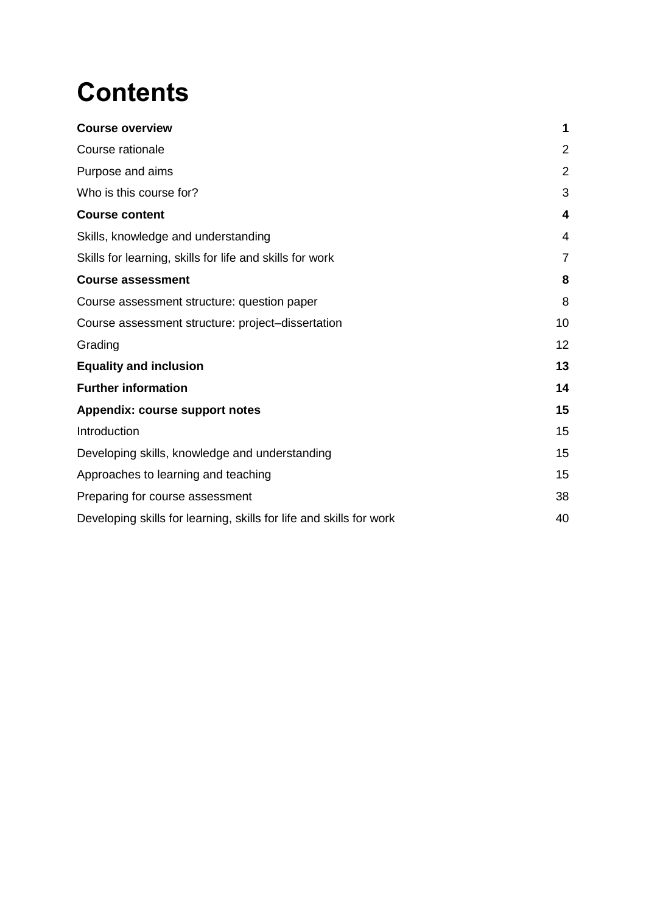# Contents

| | |
|---|---|
| **Course overview** | **1** |
| Course rationale | 2 |
| Purpose and aims | 2 |
| Who is this course for? | 3 |
| **Course content** | **4** |
| Skills, knowledge and understanding | 4 |
| Skills for learning, skills for life and skills for work | 7 |
| **Course assessment** | **8** |
| Course assessment structure: question paper | 8 |
| Course assessment structure: project–dissertation | 10 |
| Grading | 12 |
| **Equality and inclusion** | **13** |
| **Further information** | **14** |
| **Appendix: course support notes** | **15** |
| Introduction | 15 |
| Developing skills, knowledge and understanding | 15 |
| Approaches to learning and teaching | 15 |
| Preparing for course assessment | 38 |
| Developing skills for learning, skills for life and skills for work | 40 |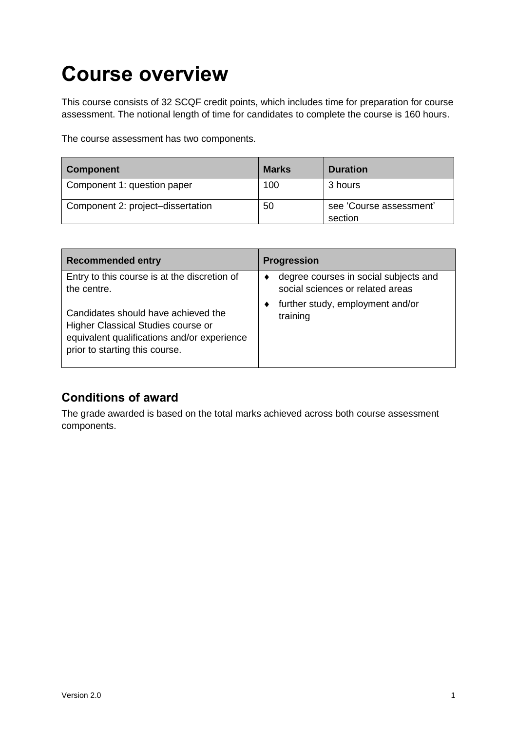# Course overview

This course consists of 32 SCQF credit points, which includes time for preparation for course assessment. The notional length of time for candidates to complete the course is 160 hours.

The course assessment has two components.

| Component | Marks | Duration |
|---|---|---|
| Component 1: question paper | 100 | 3 hours |
| Component 2: project–dissertation | 50 | see 'Course assessment' section |

| Recommended entry | Progression |
|---|---|
| Entry to this course is at the discretion of the centre.<br><br>Candidates should have achieved the Higher Classical Studies course or equivalent qualifications and/or experience prior to starting this course. | ♦ degree courses in social subjects and social sciences or related areas<br>♦ further study, employment and/or training |

## Conditions of award

The grade awarded is based on the total marks achieved across both course assessment components.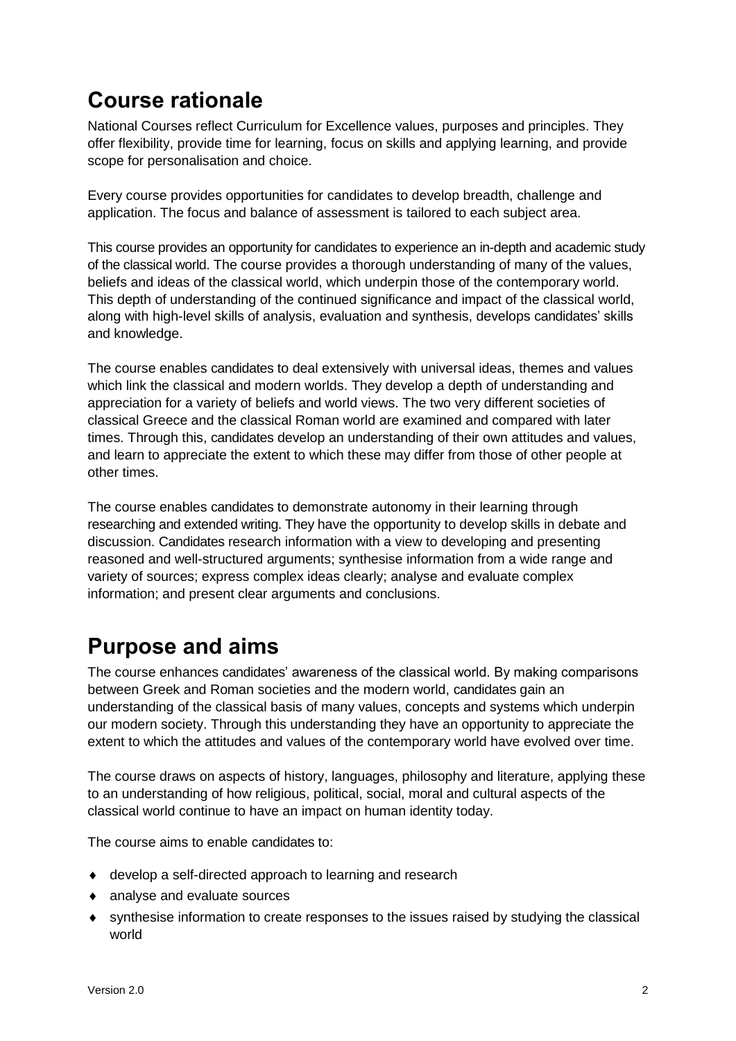## Course rationale

National Courses reflect Curriculum for Excellence values, purposes and principles. They offer flexibility, provide time for learning, focus on skills and applying learning, and provide scope for personalisation and choice.

Every course provides opportunities for candidates to develop breadth, challenge and application. The focus and balance of assessment is tailored to each subject area.

This course provides an opportunity for candidates to experience an in-depth and academic study of the classical world. The course provides a thorough understanding of many of the values, beliefs and ideas of the classical world, which underpin those of the contemporary world. This depth of understanding of the continued significance and impact of the classical world, along with high-level skills of analysis, evaluation and synthesis, develops candidates' skills and knowledge.

The course enables candidates to deal extensively with universal ideas, themes and values which link the classical and modern worlds. They develop a depth of understanding and appreciation for a variety of beliefs and world views. The two very different societies of classical Greece and the classical Roman world are examined and compared with later times. Through this, candidates develop an understanding of their own attitudes and values, and learn to appreciate the extent to which these may differ from those of other people at other times.

The course enables candidates to demonstrate autonomy in their learning through researching and extended writing. They have the opportunity to develop skills in debate and discussion. Candidates research information with a view to developing and presenting reasoned and well-structured arguments; synthesise information from a wide range and variety of sources; express complex ideas clearly; analyse and evaluate complex information; and present clear arguments and conclusions.

## Purpose and aims

The course enhances candidates' awareness of the classical world. By making comparisons between Greek and Roman societies and the modern world, candidates gain an understanding of the classical basis of many values, concepts and systems which underpin our modern society. Through this understanding they have an opportunity to appreciate the extent to which the attitudes and values of the contemporary world have evolved over time.

The course draws on aspects of history, languages, philosophy and literature, applying these to an understanding of how religious, political, social, moral and cultural aspects of the classical world continue to have an impact on human identity today.

The course aims to enable candidates to:

- develop a self-directed approach to learning and research
- analyse and evaluate sources
- synthesise information to create responses to the issues raised by studying the classical world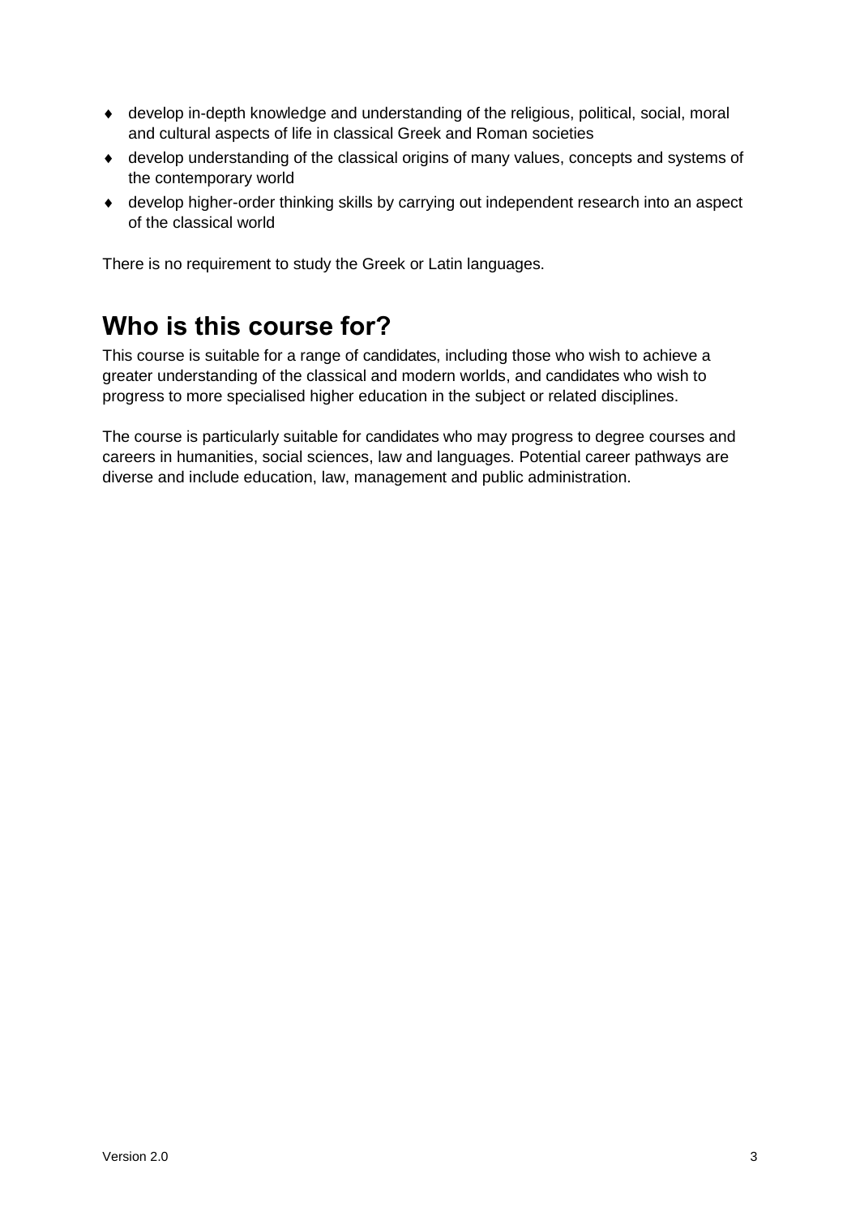- develop in-depth knowledge and understanding of the religious, political, social, moral and cultural aspects of life in classical Greek and Roman societies
- develop understanding of the classical origins of many values, concepts and systems of the contemporary world
- develop higher-order thinking skills by carrying out independent research into an aspect of the classical world

There is no requirement to study the Greek or Latin languages.

## Who is this course for?

This course is suitable for a range of candidates, including those who wish to achieve a greater understanding of the classical and modern worlds, and candidates who wish to progress to more specialised higher education in the subject or related disciplines.

The course is particularly suitable for candidates who may progress to degree courses and careers in humanities, social sciences, law and languages. Potential career pathways are diverse and include education, law, management and public administration.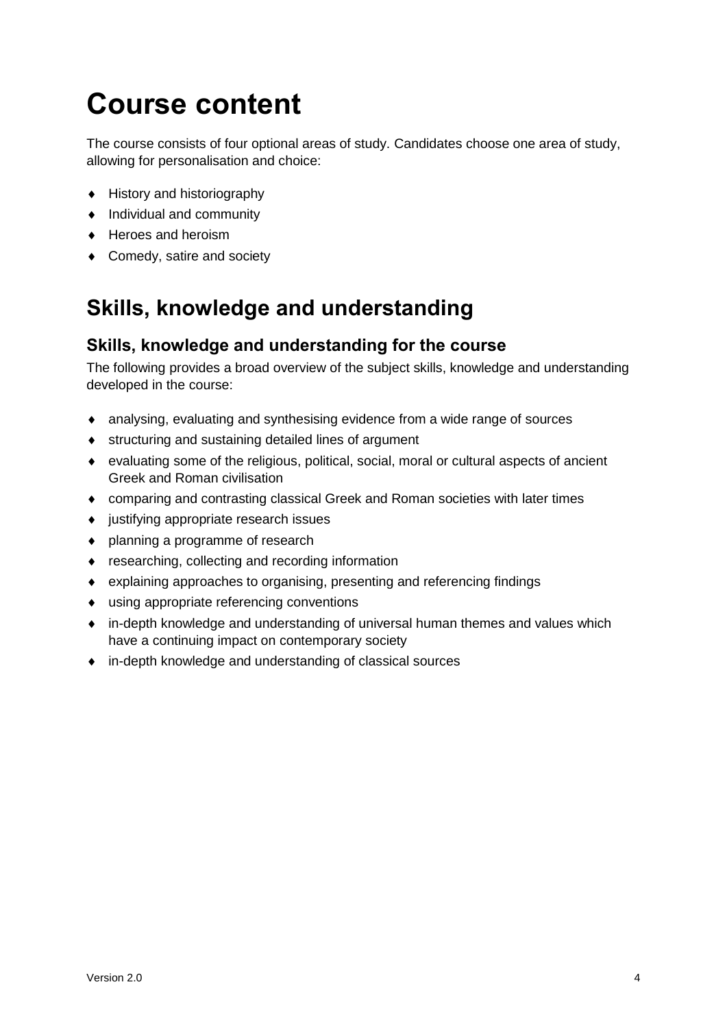# Course content

The course consists of four optional areas of study. Candidates choose one area of study, allowing for personalisation and choice:

- History and historiography
- Individual and community
- Heroes and heroism
- Comedy, satire and society

## Skills, knowledge and understanding

### Skills, knowledge and understanding for the course

The following provides a broad overview of the subject skills, knowledge and understanding developed in the course:

- analysing, evaluating and synthesising evidence from a wide range of sources
- structuring and sustaining detailed lines of argument
- evaluating some of the religious, political, social, moral or cultural aspects of ancient Greek and Roman civilisation
- comparing and contrasting classical Greek and Roman societies with later times
- justifying appropriate research issues
- planning a programme of research
- researching, collecting and recording information
- explaining approaches to organising, presenting and referencing findings
- using appropriate referencing conventions
- in-depth knowledge and understanding of universal human themes and values which have a continuing impact on contemporary society
- in-depth knowledge and understanding of classical sources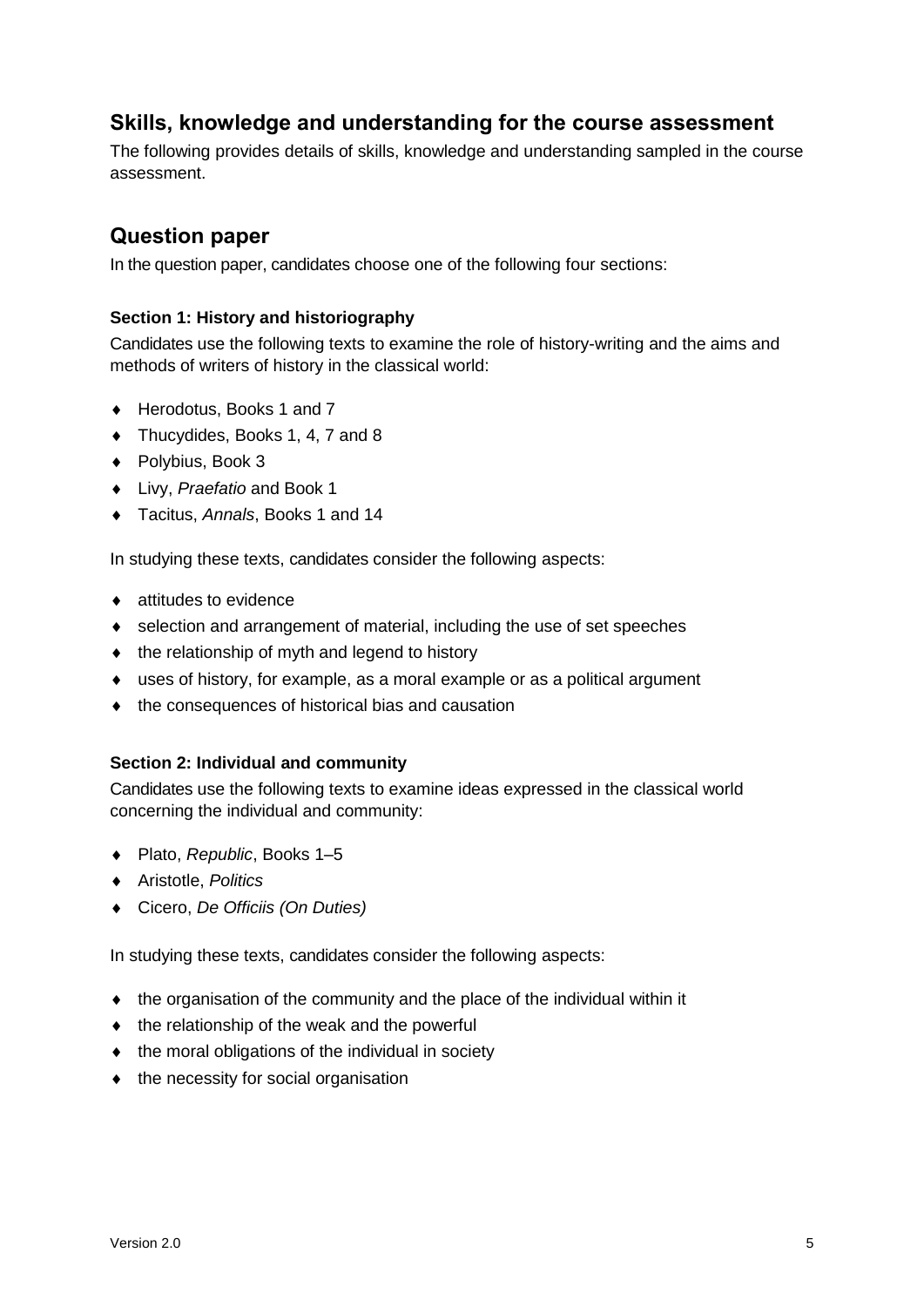## Skills, knowledge and understanding for the course assessment

The following provides details of skills, knowledge and understanding sampled in the course assessment.

## Question paper

In the question paper, candidates choose one of the following four sections:

#### Section 1: History and historiography

Candidates use the following texts to examine the role of history-writing and the aims and methods of writers of history in the classical world:

- Herodotus, Books 1 and 7
- Thucydides, Books 1, 4, 7 and 8
- Polybius, Book 3
- Livy, *Praefatio* and Book 1
- Tacitus, *Annals*, Books 1 and 14

In studying these texts, candidates consider the following aspects:

- attitudes to evidence
- selection and arrangement of material, including the use of set speeches
- the relationship of myth and legend to history
- uses of history, for example, as a moral example or as a political argument
- the consequences of historical bias and causation

#### Section 2: Individual and community

Candidates use the following texts to examine ideas expressed in the classical world concerning the individual and community:

- Plato, *Republic*, Books 1–5
- Aristotle, *Politics*
- Cicero, *De Officiis (On Duties)*

In studying these texts, candidates consider the following aspects:

- the organisation of the community and the place of the individual within it
- the relationship of the weak and the powerful
- the moral obligations of the individual in society
- the necessity for social organisation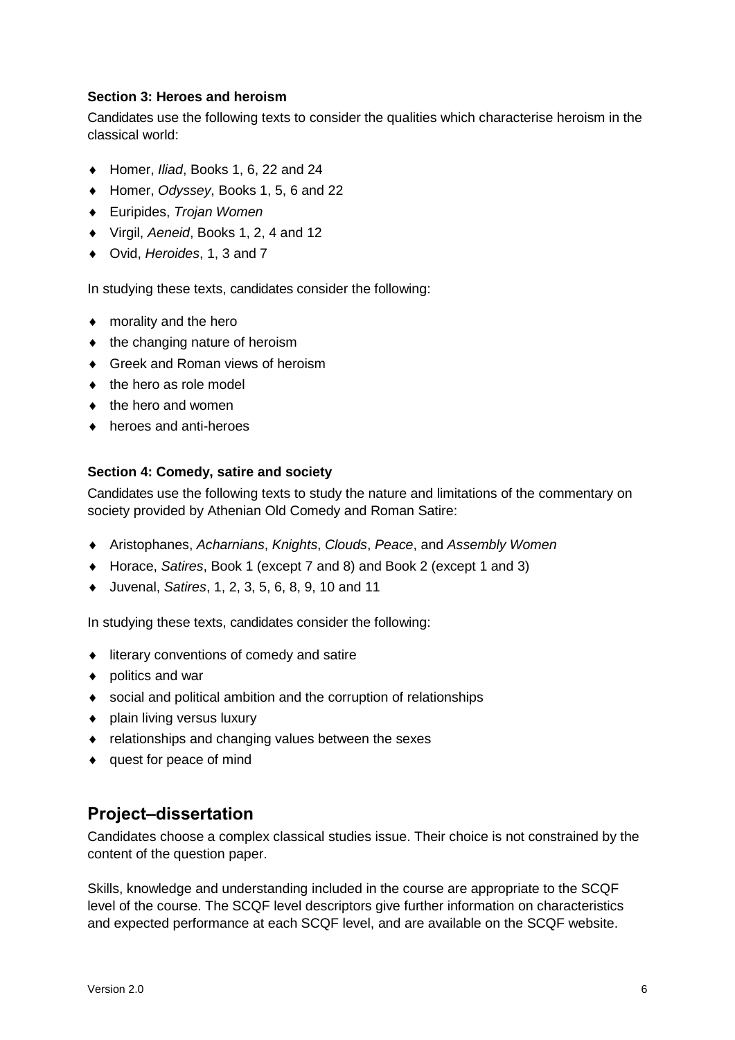### Section 3: Heroes and heroism

Candidates use the following texts to consider the qualities which characterise heroism in the classical world:

- Homer, *Iliad*, Books 1, 6, 22 and 24
- Homer, *Odyssey*, Books 1, 5, 6 and 22
- Euripides, *Trojan Women*
- Virgil, *Aeneid*, Books 1, 2, 4 and 12
- Ovid, *Heroides*, 1, 3 and 7

In studying these texts, candidates consider the following:

- morality and the hero
- the changing nature of heroism
- Greek and Roman views of heroism
- the hero as role model
- the hero and women
- heroes and anti-heroes

### Section 4: Comedy, satire and society

Candidates use the following texts to study the nature and limitations of the commentary on society provided by Athenian Old Comedy and Roman Satire:

- Aristophanes, *Acharnians*, *Knights*, *Clouds*, *Peace*, and *Assembly Women*
- Horace, *Satires*, Book 1 (except 7 and 8) and Book 2 (except 1 and 3)
- Juvenal, *Satires*, 1, 2, 3, 5, 6, 8, 9, 10 and 11

In studying these texts, candidates consider the following:

- literary conventions of comedy and satire
- politics and war
- social and political ambition and the corruption of relationships
- plain living versus luxury
- relationships and changing values between the sexes
- quest for peace of mind

## Project–dissertation

Candidates choose a complex classical studies issue. Their choice is not constrained by the content of the question paper.

Skills, knowledge and understanding included in the course are appropriate to the SCQF level of the course. The SCQF level descriptors give further information on characteristics and expected performance at each SCQF level, and are available on the SCQF website.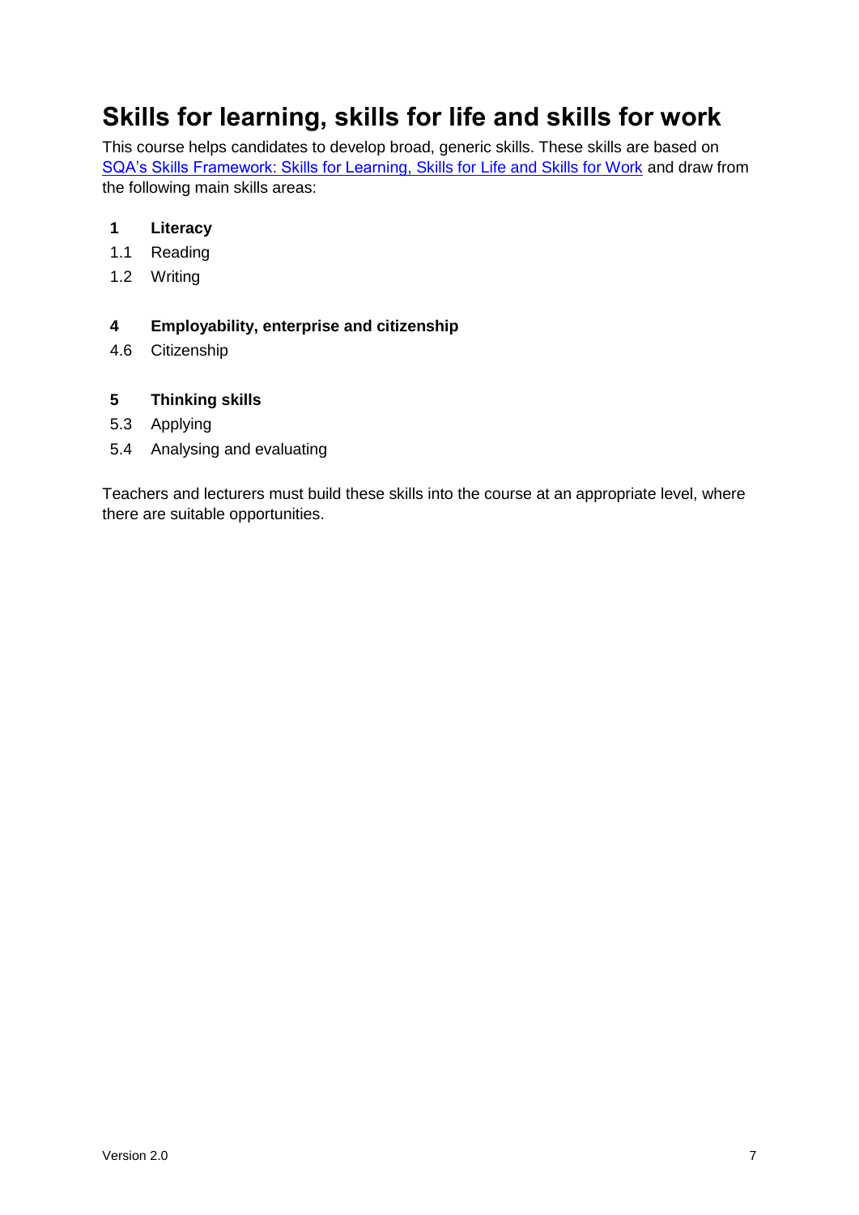# Skills for learning, skills for life and skills for work

This course helps candidates to develop broad, generic skills. These skills are based on [SQA's Skills Framework: Skills for Learning, Skills for Life and Skills for Work] and draw from the following main skills areas:

**1 Literacy**

1.1 Reading

1.2 Writing

**4 Employability, enterprise and citizenship**

4.6 Citizenship

**5 Thinking skills**

5.3 Applying

5.4 Analysing and evaluating

Teachers and lecturers must build these skills into the course at an appropriate level, where there are suitable opportunities.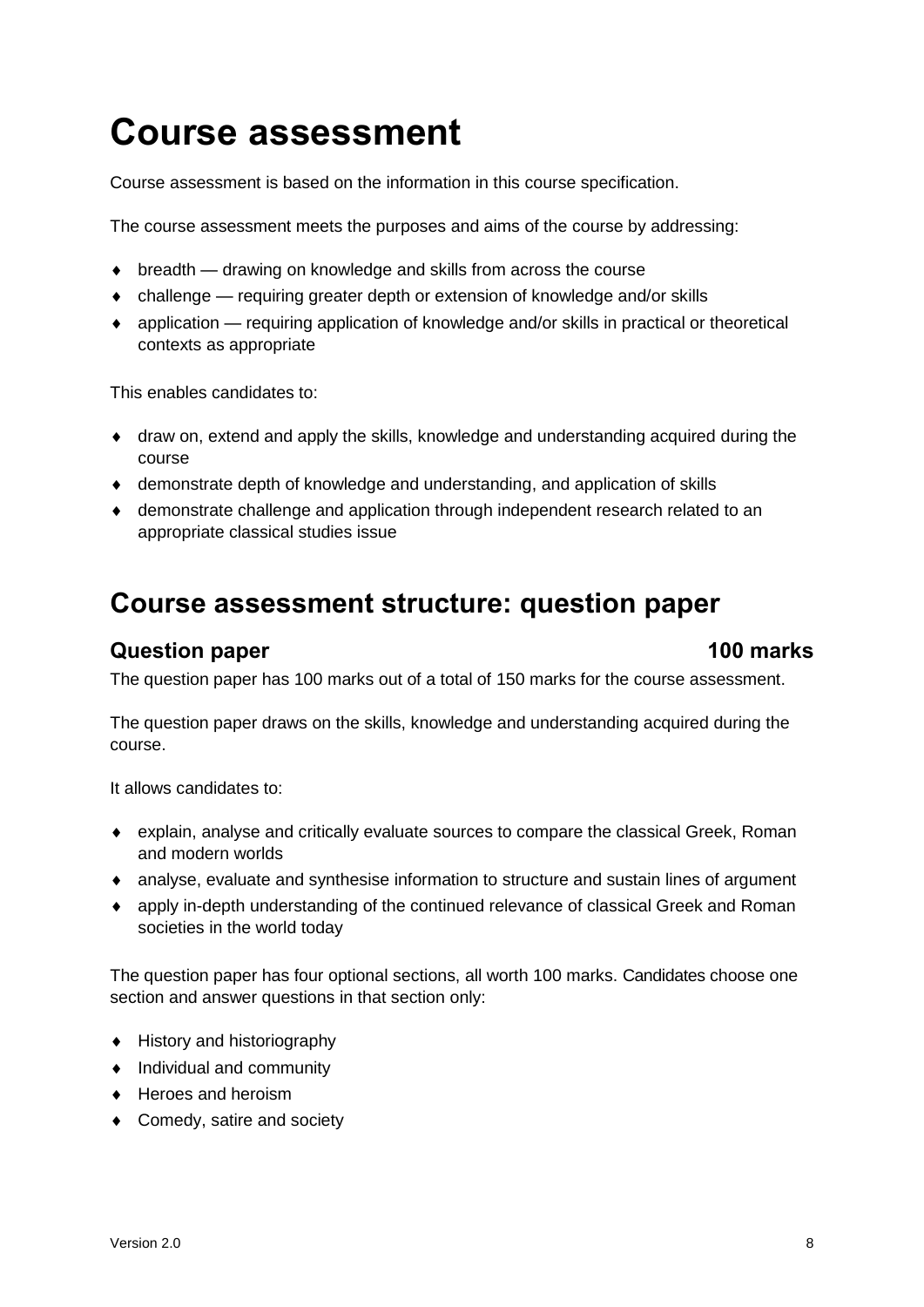# Course assessment

Course assessment is based on the information in this course specification.

The course assessment meets the purposes and aims of the course by addressing:

- breadth — drawing on knowledge and skills from across the course
- challenge — requiring greater depth or extension of knowledge and/or skills
- application — requiring application of knowledge and/or skills in practical or theoretical contexts as appropriate

This enables candidates to:

- draw on, extend and apply the skills, knowledge and understanding acquired during the course
- demonstrate depth of knowledge and understanding, and application of skills
- demonstrate challenge and application through independent research related to an appropriate classical studies issue

## Course assessment structure: question paper

### Question paper 100 marks

The question paper has 100 marks out of a total of 150 marks for the course assessment.

The question paper draws on the skills, knowledge and understanding acquired during the course.

It allows candidates to:

- explain, analyse and critically evaluate sources to compare the classical Greek, Roman and modern worlds
- analyse, evaluate and synthesise information to structure and sustain lines of argument
- apply in-depth understanding of the continued relevance of classical Greek and Roman societies in the world today

The question paper has four optional sections, all worth 100 marks. Candidates choose one section and answer questions in that section only:

- History and historiography
- Individual and community
- Heroes and heroism
- Comedy, satire and society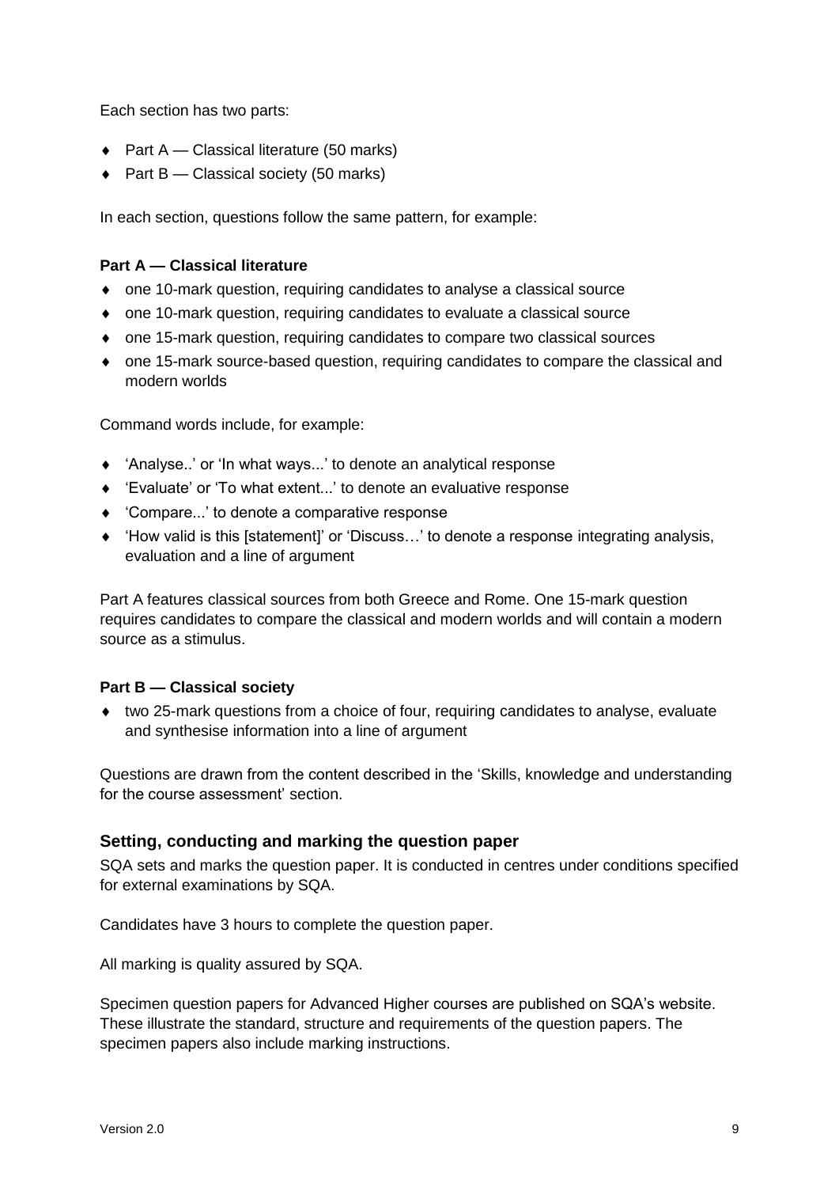Each section has two parts:

- Part A — Classical literature (50 marks)
- Part B — Classical society (50 marks)

In each section, questions follow the same pattern, for example:

**Part A — Classical literature**

- one 10-mark question, requiring candidates to analyse a classical source
- one 10-mark question, requiring candidates to evaluate a classical source
- one 15-mark question, requiring candidates to compare two classical sources
- one 15-mark source-based question, requiring candidates to compare the classical and modern worlds

Command words include, for example:

- 'Analyse..' or 'In what ways...' to denote an analytical response
- 'Evaluate' or 'To what extent...' to denote an evaluative response
- 'Compare...' to denote a comparative response
- 'How valid is this [statement]' or 'Discuss…' to denote a response integrating analysis, evaluation and a line of argument

Part A features classical sources from both Greece and Rome. One 15-mark question requires candidates to compare the classical and modern worlds and will contain a modern source as a stimulus.

**Part B — Classical society**

- two 25-mark questions from a choice of four, requiring candidates to analyse, evaluate and synthesise information into a line of argument

Questions are drawn from the content described in the 'Skills, knowledge and understanding for the course assessment' section.

### Setting, conducting and marking the question paper

SQA sets and marks the question paper. It is conducted in centres under conditions specified for external examinations by SQA.

Candidates have 3 hours to complete the question paper.

All marking is quality assured by SQA.

Specimen question papers for Advanced Higher courses are published on SQA's website. These illustrate the standard, structure and requirements of the question papers. The specimen papers also include marking instructions.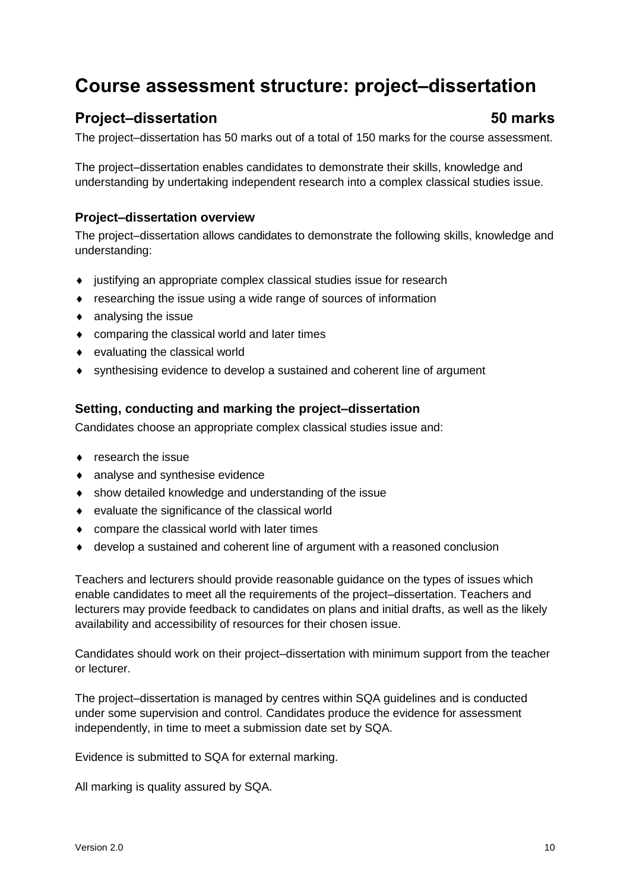# Course assessment structure: project–dissertation

## Project–dissertation 50 marks

The project–dissertation has 50 marks out of a total of 150 marks for the course assessment.

The project–dissertation enables candidates to demonstrate their skills, knowledge and understanding by undertaking independent research into a complex classical studies issue.

### Project–dissertation overview

The project–dissertation allows candidates to demonstrate the following skills, knowledge and understanding:

- justifying an appropriate complex classical studies issue for research
- researching the issue using a wide range of sources of information
- analysing the issue
- comparing the classical world and later times
- evaluating the classical world
- synthesising evidence to develop a sustained and coherent line of argument

### Setting, conducting and marking the project–dissertation

Candidates choose an appropriate complex classical studies issue and:

- research the issue
- analyse and synthesise evidence
- show detailed knowledge and understanding of the issue
- evaluate the significance of the classical world
- compare the classical world with later times
- develop a sustained and coherent line of argument with a reasoned conclusion

Teachers and lecturers should provide reasonable guidance on the types of issues which enable candidates to meet all the requirements of the project–dissertation. Teachers and lecturers may provide feedback to candidates on plans and initial drafts, as well as the likely availability and accessibility of resources for their chosen issue.

Candidates should work on their project–dissertation with minimum support from the teacher or lecturer.

The project–dissertation is managed by centres within SQA guidelines and is conducted under some supervision and control. Candidates produce the evidence for assessment independently, in time to meet a submission date set by SQA.

Evidence is submitted to SQA for external marking.

All marking is quality assured by SQA.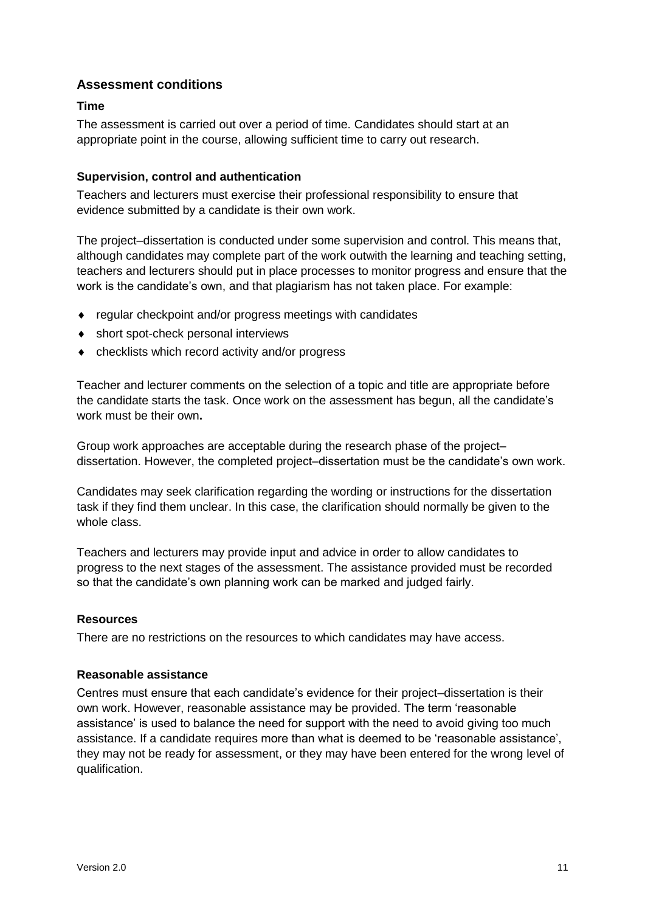## Assessment conditions

### Time

The assessment is carried out over a period of time. Candidates should start at an appropriate point in the course, allowing sufficient time to carry out research.

### Supervision, control and authentication

Teachers and lecturers must exercise their professional responsibility to ensure that evidence submitted by a candidate is their own work.

The project–dissertation is conducted under some supervision and control. This means that, although candidates may complete part of the work outwith the learning and teaching setting, teachers and lecturers should put in place processes to monitor progress and ensure that the work is the candidate's own, and that plagiarism has not taken place. For example:

- regular checkpoint and/or progress meetings with candidates
- short spot-check personal interviews
- checklists which record activity and/or progress

Teacher and lecturer comments on the selection of a topic and title are appropriate before the candidate starts the task. Once work on the assessment has begun, all the candidate's work must be their own**.**

Group work approaches are acceptable during the research phase of the project–dissertation. However, the completed project–dissertation must be the candidate's own work.

Candidates may seek clarification regarding the wording or instructions for the dissertation task if they find them unclear. In this case, the clarification should normally be given to the whole class.

Teachers and lecturers may provide input and advice in order to allow candidates to progress to the next stages of the assessment. The assistance provided must be recorded so that the candidate's own planning work can be marked and judged fairly.

### Resources

There are no restrictions on the resources to which candidates may have access.

### Reasonable assistance

Centres must ensure that each candidate's evidence for their project–dissertation is their own work. However, reasonable assistance may be provided. The term 'reasonable assistance' is used to balance the need for support with the need to avoid giving too much assistance. If a candidate requires more than what is deemed to be 'reasonable assistance', they may not be ready for assessment, or they may have been entered for the wrong level of qualification.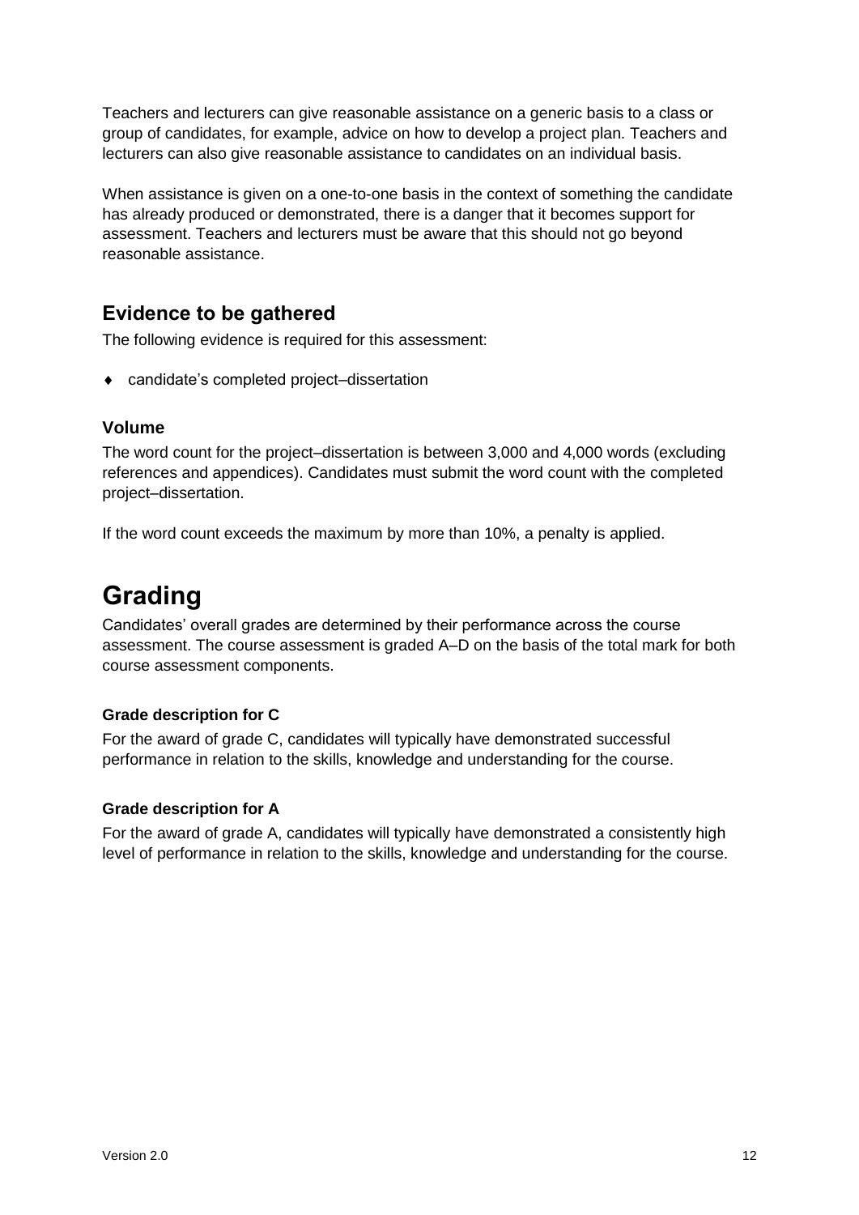Teachers and lecturers can give reasonable assistance on a generic basis to a class or group of candidates, for example, advice on how to develop a project plan. Teachers and lecturers can also give reasonable assistance to candidates on an individual basis.

When assistance is given on a one-to-one basis in the context of something the candidate has already produced or demonstrated, there is a danger that it becomes support for assessment. Teachers and lecturers must be aware that this should not go beyond reasonable assistance.

## Evidence to be gathered

The following evidence is required for this assessment:

- candidate's completed project–dissertation

### Volume

The word count for the project–dissertation is between 3,000 and 4,000 words (excluding references and appendices). Candidates must submit the word count with the completed project–dissertation.

If the word count exceeds the maximum by more than 10%, a penalty is applied.

# Grading

Candidates' overall grades are determined by their performance across the course assessment. The course assessment is graded A–D on the basis of the total mark for both course assessment components.

#### Grade description for C

For the award of grade C, candidates will typically have demonstrated successful performance in relation to the skills, knowledge and understanding for the course.

#### Grade description for A

For the award of grade A, candidates will typically have demonstrated a consistently high level of performance in relation to the skills, knowledge and understanding for the course.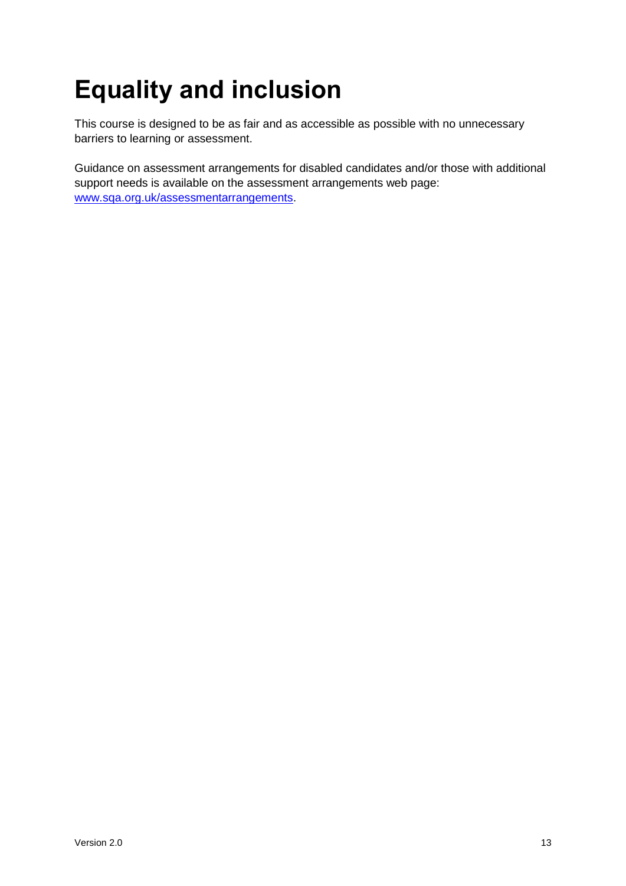# Equality and inclusion

This course is designed to be as fair and as accessible as possible with no unnecessary barriers to learning or assessment.

Guidance on assessment arrangements for disabled candidates and/or those with additional support needs is available on the assessment arrangements web page: [www.sqa.org.uk/assessmentarrangements](http://www.sqa.org.uk/assessmentarrangements).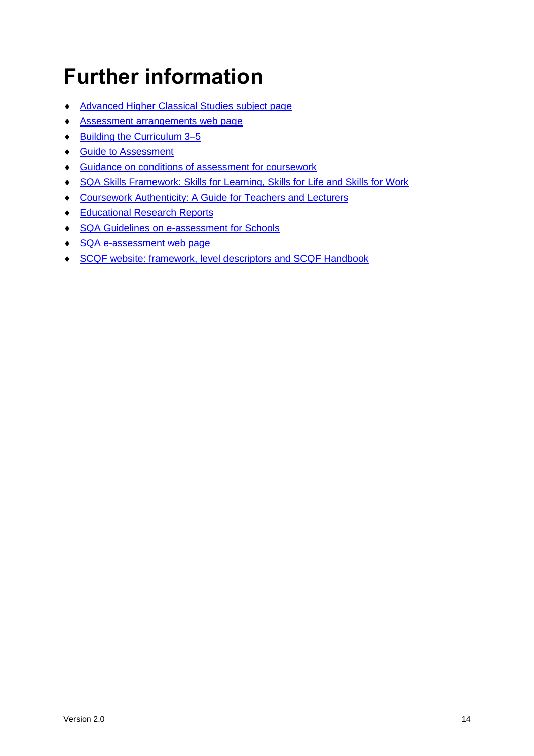# Further information

- Advanced Higher Classical Studies subject page
- Assessment arrangements web page
- Building the Curriculum 3–5
- Guide to Assessment
- Guidance on conditions of assessment for coursework
- SQA Skills Framework: Skills for Learning, Skills for Life and Skills for Work
- Coursework Authenticity: A Guide for Teachers and Lecturers
- Educational Research Reports
- SQA Guidelines on e-assessment for Schools
- SQA e-assessment web page
- SCQF website: framework, level descriptors and SCQF Handbook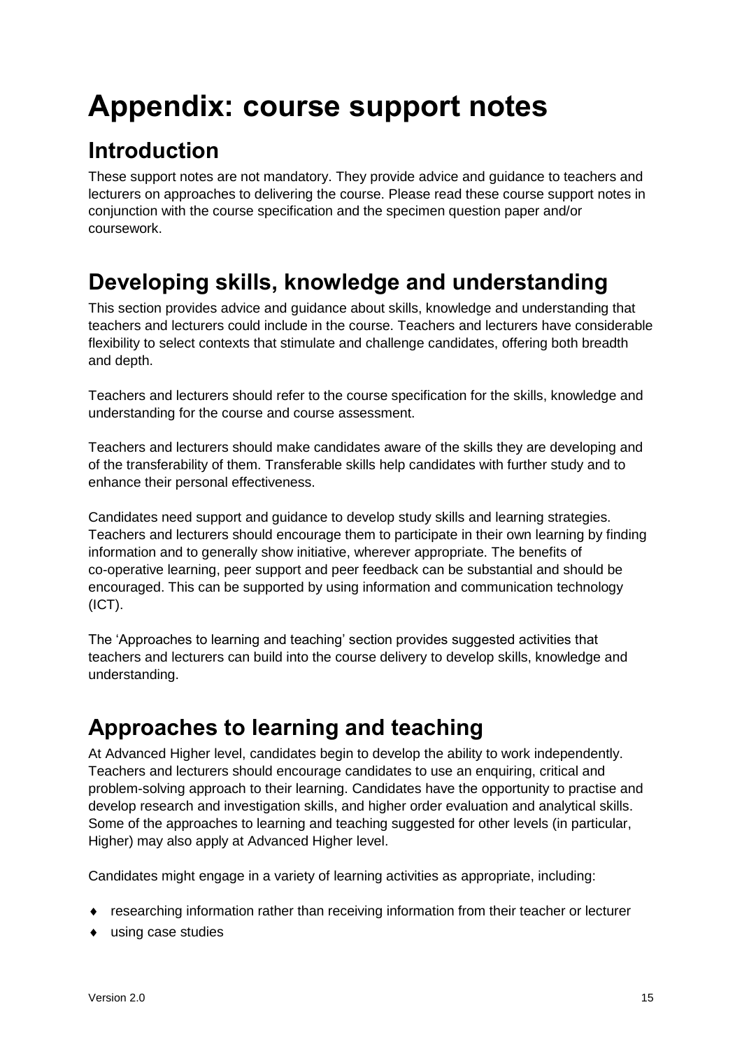# Appendix: course support notes

## Introduction

These support notes are not mandatory. They provide advice and guidance to teachers and lecturers on approaches to delivering the course. Please read these course support notes in conjunction with the course specification and the specimen question paper and/or coursework.

## Developing skills, knowledge and understanding

This section provides advice and guidance about skills, knowledge and understanding that teachers and lecturers could include in the course. Teachers and lecturers have considerable flexibility to select contexts that stimulate and challenge candidates, offering both breadth and depth.

Teachers and lecturers should refer to the course specification for the skills, knowledge and understanding for the course and course assessment.

Teachers and lecturers should make candidates aware of the skills they are developing and of the transferability of them. Transferable skills help candidates with further study and to enhance their personal effectiveness.

Candidates need support and guidance to develop study skills and learning strategies. Teachers and lecturers should encourage them to participate in their own learning by finding information and to generally show initiative, wherever appropriate. The benefits of co-operative learning, peer support and peer feedback can be substantial and should be encouraged. This can be supported by using information and communication technology (ICT).

The 'Approaches to learning and teaching' section provides suggested activities that teachers and lecturers can build into the course delivery to develop skills, knowledge and understanding.

## Approaches to learning and teaching

At Advanced Higher level, candidates begin to develop the ability to work independently. Teachers and lecturers should encourage candidates to use an enquiring, critical and problem-solving approach to their learning. Candidates have the opportunity to practise and develop research and investigation skills, and higher order evaluation and analytical skills. Some of the approaches to learning and teaching suggested for other levels (in particular, Higher) may also apply at Advanced Higher level.

Candidates might engage in a variety of learning activities as appropriate, including:

- researching information rather than receiving information from their teacher or lecturer
- using case studies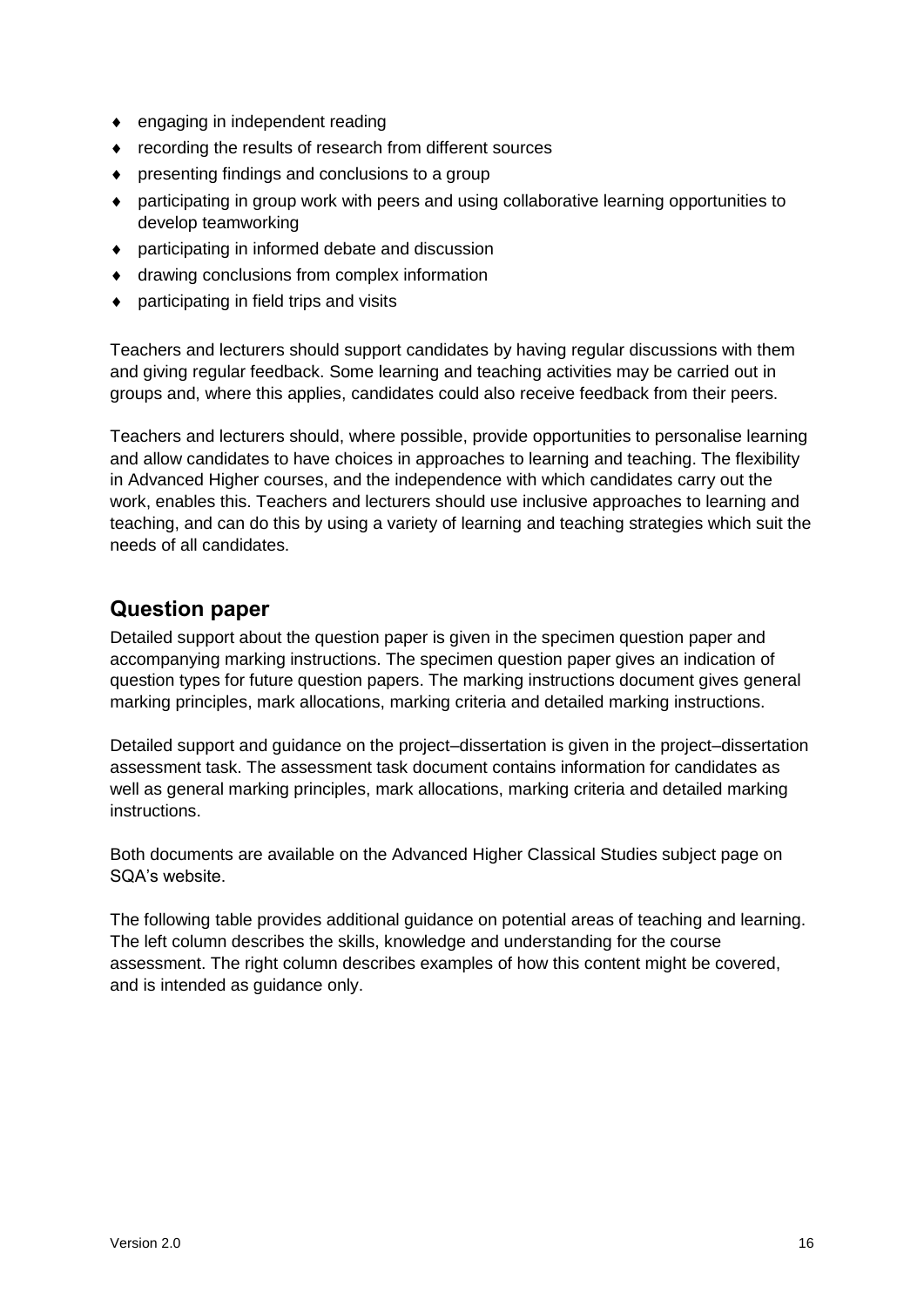- engaging in independent reading
- recording the results of research from different sources
- presenting findings and conclusions to a group
- participating in group work with peers and using collaborative learning opportunities to develop teamworking
- participating in informed debate and discussion
- drawing conclusions from complex information
- participating in field trips and visits

Teachers and lecturers should support candidates by having regular discussions with them and giving regular feedback. Some learning and teaching activities may be carried out in groups and, where this applies, candidates could also receive feedback from their peers.

Teachers and lecturers should, where possible, provide opportunities to personalise learning and allow candidates to have choices in approaches to learning and teaching. The flexibility in Advanced Higher courses, and the independence with which candidates carry out the work, enables this. Teachers and lecturers should use inclusive approaches to learning and teaching, and can do this by using a variety of learning and teaching strategies which suit the needs of all candidates.

## Question paper

Detailed support about the question paper is given in the specimen question paper and accompanying marking instructions. The specimen question paper gives an indication of question types for future question papers. The marking instructions document gives general marking principles, mark allocations, marking criteria and detailed marking instructions.

Detailed support and guidance on the project–dissertation is given in the project–dissertation assessment task. The assessment task document contains information for candidates as well as general marking principles, mark allocations, marking criteria and detailed marking instructions.

Both documents are available on the Advanced Higher Classical Studies subject page on SQA's website.

The following table provides additional guidance on potential areas of teaching and learning. The left column describes the skills, knowledge and understanding for the course assessment. The right column describes examples of how this content might be covered, and is intended as guidance only.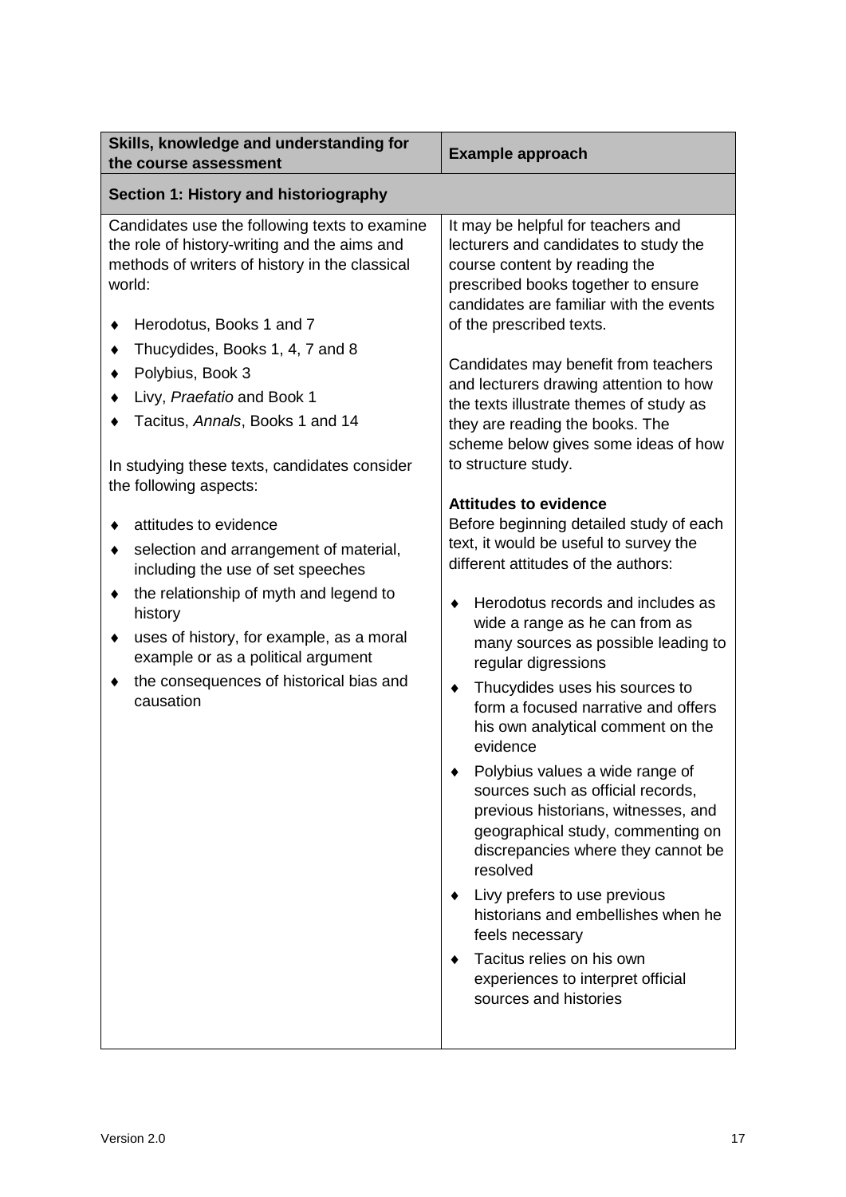| Skills, knowledge and understanding for the course assessment | Example approach |
| --- | --- |
| **Section 1: History and historiography** | |
| Candidates use the following texts to examine the role of history-writing and the aims and methods of writers of history in the classical world:<br><br>♦ Herodotus, Books 1 and 7<br>♦ Thucydides, Books 1, 4, 7 and 8<br>♦ Polybius, Book 3<br>♦ Livy, *Praefatio* and Book 1<br>♦ Tacitus, *Annals*, Books 1 and 14<br><br>In studying these texts, candidates consider the following aspects:<br><br>♦ attitudes to evidence<br>♦ selection and arrangement of material, including the use of set speeches<br>♦ the relationship of myth and legend to history<br>♦ uses of history, for example, as a moral example or as a political argument<br>♦ the consequences of historical bias and causation | It may be helpful for teachers and lecturers and candidates to study the course content by reading the prescribed books together to ensure candidates are familiar with the events of the prescribed texts.<br><br>Candidates may benefit from teachers and lecturers drawing attention to how the texts illustrate themes of study as they are reading the books. The scheme below gives some ideas of how to structure study.<br><br>**Attitudes to evidence**<br>Before beginning detailed study of each text, it would be useful to survey the different attitudes of the authors:<br><br>♦ Herodotus records and includes as wide a range as he can from as many sources as possible leading to regular digressions<br>♦ Thucydides uses his sources to form a focused narrative and offers his own analytical comment on the evidence<br>♦ Polybius values a wide range of sources such as official records, previous historians, witnesses, and geographical study, commenting on discrepancies where they cannot be resolved<br>♦ Livy prefers to use previous historians and embellishes when he feels necessary<br>♦ Tacitus relies on his own experiences to interpret official sources and histories |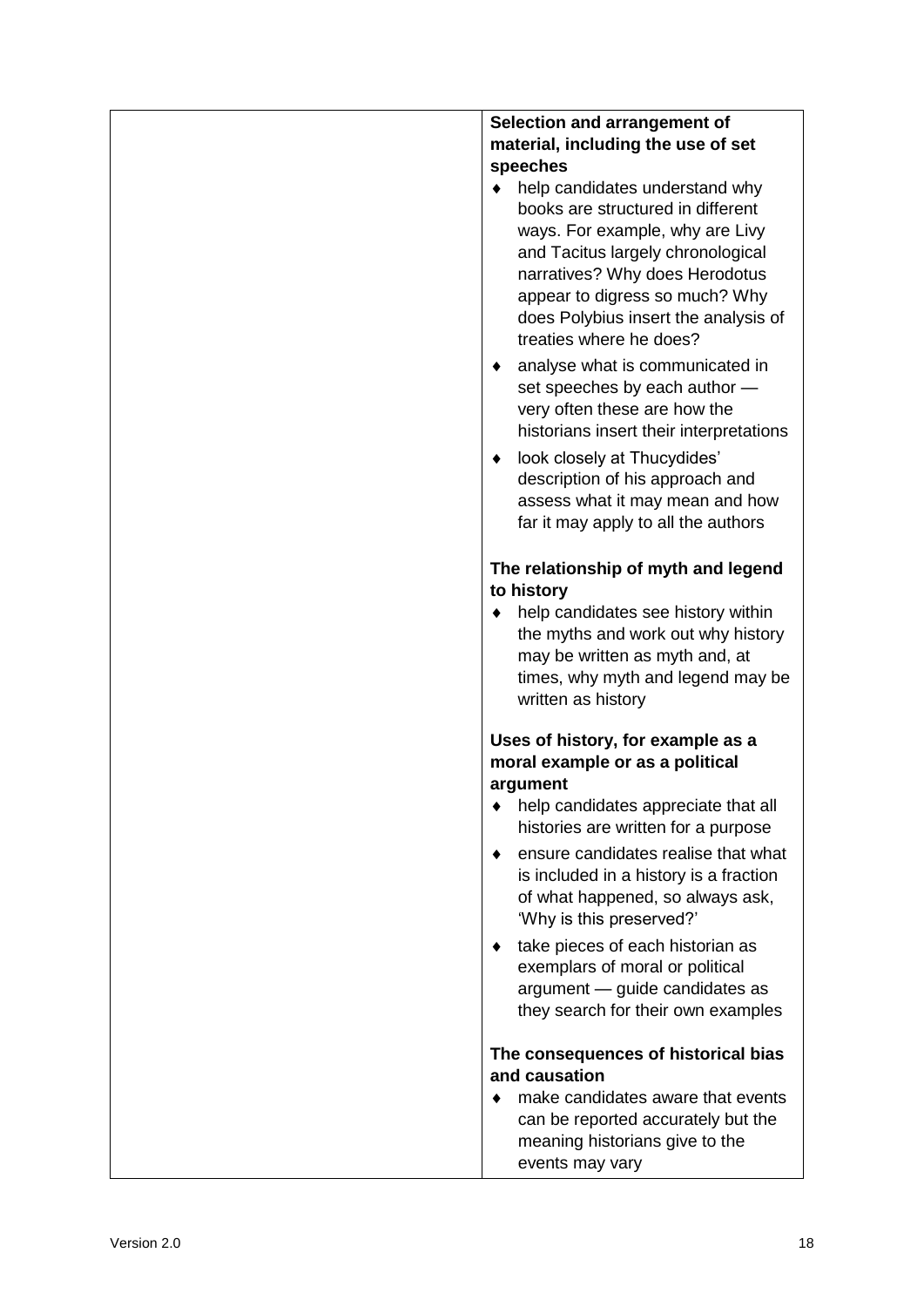| | |
|---|---|
| | **Selection and arrangement of material, including the use of set speeches**<br>♦ help candidates understand why books are structured in different ways. For example, why are Livy and Tacitus largely chronological narratives? Why does Herodotus appear to digress so much? Why does Polybius insert the analysis of treaties where he does?<br>♦ analyse what is communicated in set speeches by each author — very often these are how the historians insert their interpretations<br>♦ look closely at Thucydides' description of his approach and assess what it may mean and how far it may apply to all the authors<br><br>**The relationship of myth and legend to history**<br>♦ help candidates see history within the myths and work out why history may be written as myth and, at times, why myth and legend may be written as history<br><br>**Uses of history, for example as a moral example or as a political argument**<br>♦ help candidates appreciate that all histories are written for a purpose<br>♦ ensure candidates realise that what is included in a history is a fraction of what happened, so always ask, 'Why is this preserved?'<br>♦ take pieces of each historian as exemplars of moral or political argument — guide candidates as they search for their own examples<br><br>**The consequences of historical bias and causation**<br>♦ make candidates aware that events can be reported accurately but the meaning historians give to the events may vary |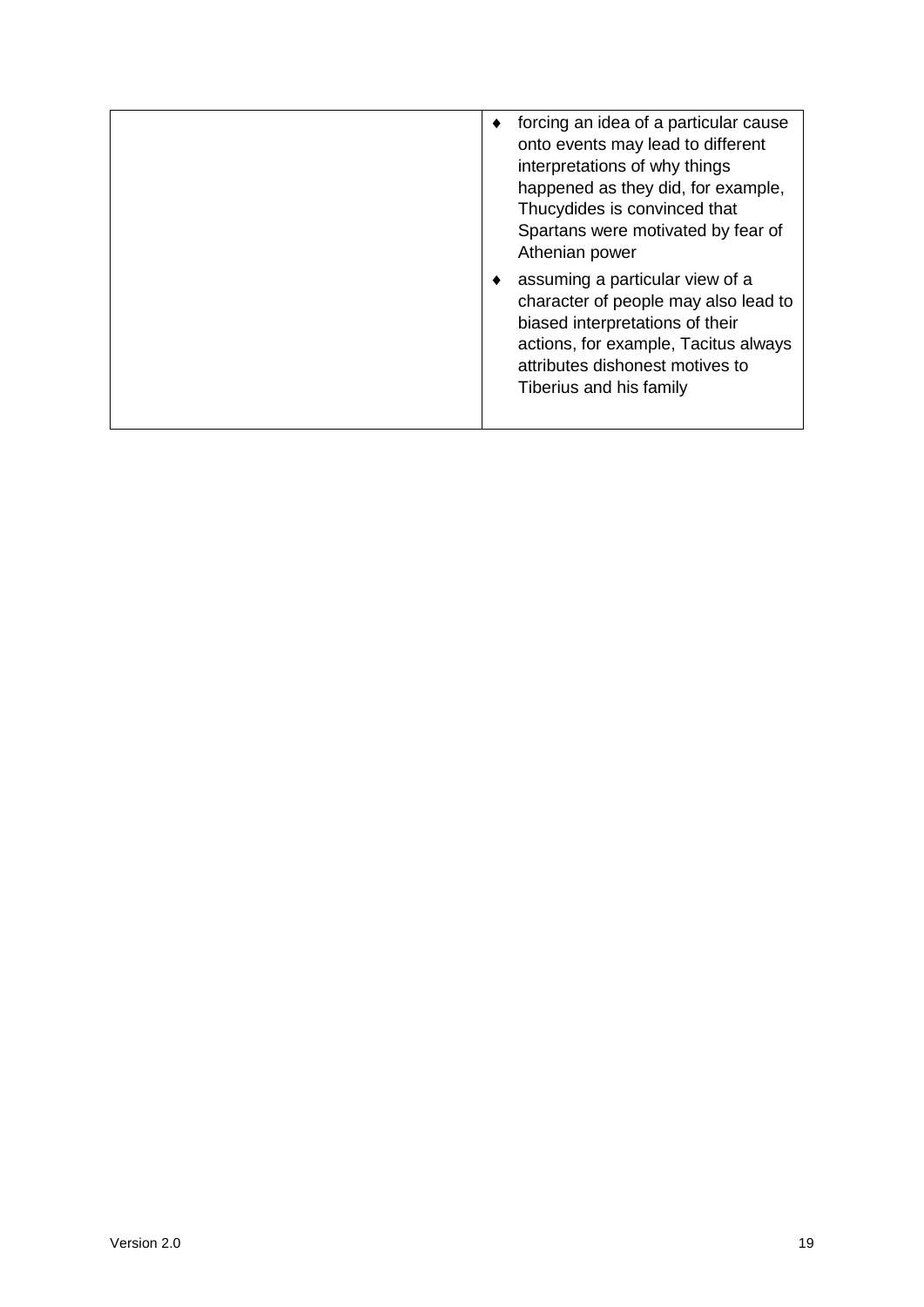| | |
|---|---|
| | ♦ forcing an idea of a particular cause onto events may lead to different interpretations of why things happened as they did, for example, Thucydides is convinced that Spartans were motivated by fear of Athenian power<br><br>♦ assuming a particular view of a character of people may also lead to biased interpretations of their actions, for example, Tacitus always attributes dishonest motives to Tiberius and his family |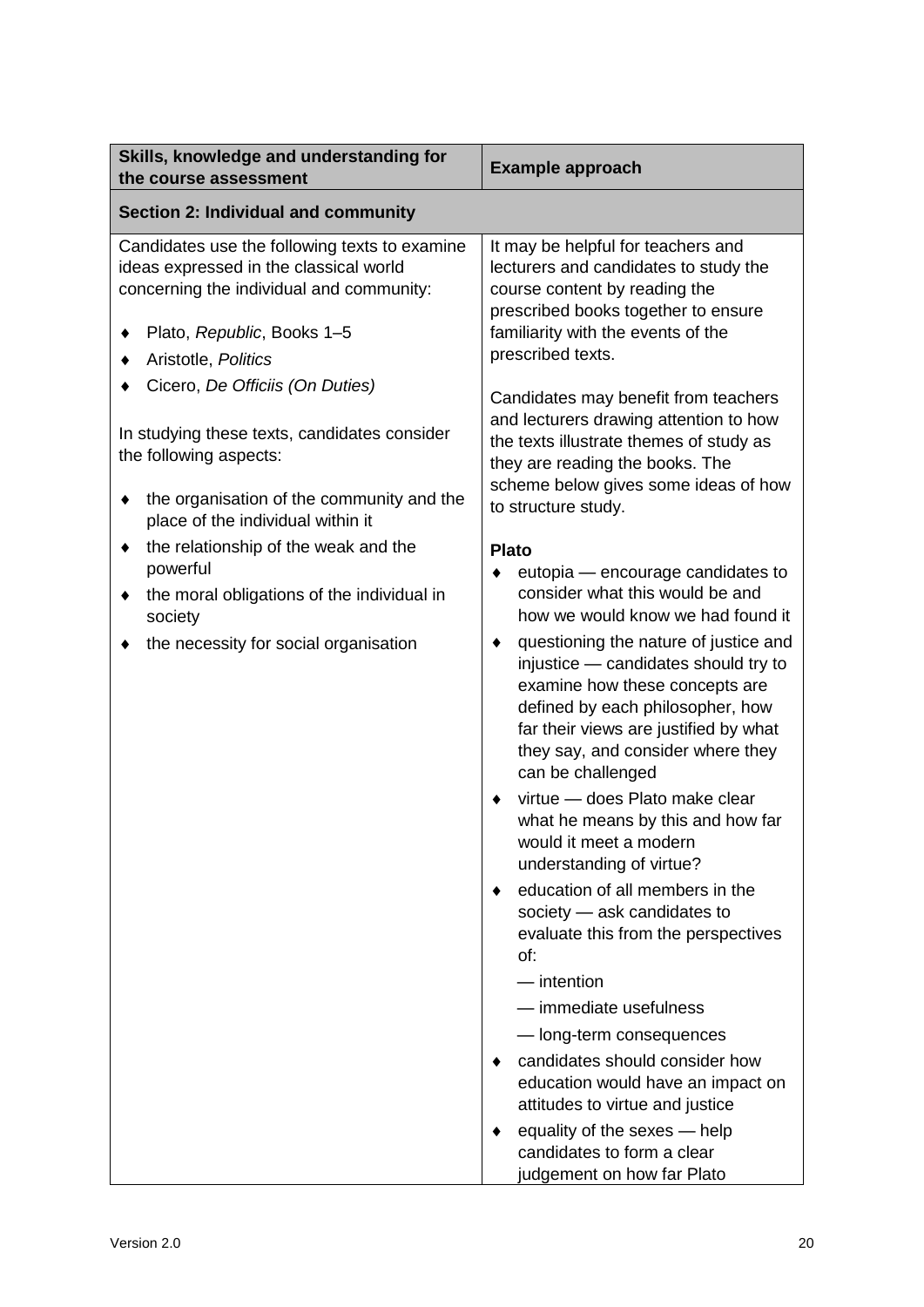| Skills, knowledge and understanding for the course assessment | Example approach |
|---|---|
| **Section 2: Individual and community** | |
| Candidates use the following texts to examine ideas expressed in the classical world concerning the individual and community:<br><br>♦ Plato, *Republic*, Books 1–5<br>♦ Aristotle, *Politics*<br>♦ Cicero, *De Officiis (On Duties)*<br><br>In studying these texts, candidates consider the following aspects:<br><br>♦ the organisation of the community and the place of the individual within it<br>♦ the relationship of the weak and the powerful<br>♦ the moral obligations of the individual in society<br>♦ the necessity for social organisation | It may be helpful for teachers and lecturers and candidates to study the course content by reading the prescribed books together to ensure familiarity with the events of the prescribed texts.<br><br>Candidates may benefit from teachers and lecturers drawing attention to how the texts illustrate themes of study as they are reading the books. The scheme below gives some ideas of how to structure study.<br><br>**Plato**<br>♦ eutopia — encourage candidates to consider what this would be and how we would know we had found it<br>♦ questioning the nature of justice and injustice — candidates should try to examine how these concepts are defined by each philosopher, how far their views are justified by what they say, and consider where they can be challenged<br>♦ virtue — does Plato make clear what he means by this and how far would it meet a modern understanding of virtue?<br>♦ education of all members in the society — ask candidates to evaluate this from the perspectives of:<br>— intention<br>— immediate usefulness<br>— long-term consequences<br>♦ candidates should consider how education would have an impact on attitudes to virtue and justice<br>♦ equality of the sexes — help candidates to form a clear judgement on how far Plato |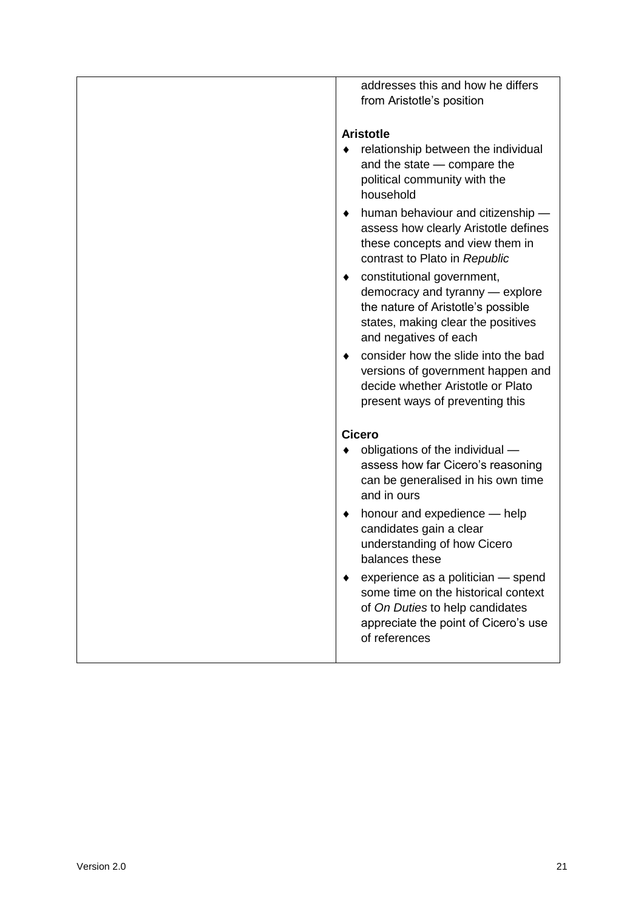| | addresses this and how he differs from Aristotle's position<br><br>**Aristotle**<br>♦ relationship between the individual and the state — compare the political community with the household<br>♦ human behaviour and citizenship — assess how clearly Aristotle defines these concepts and view them in contrast to Plato in *Republic*<br>♦ constitutional government, democracy and tyranny — explore the nature of Aristotle's possible states, making clear the positives and negatives of each<br>♦ consider how the slide into the bad versions of government happen and decide whether Aristotle or Plato present ways of preventing this<br><br>**Cicero**<br>♦ obligations of the individual — assess how far Cicero's reasoning can be generalised in his own time and in ours<br>♦ honour and expedience — help candidates gain a clear understanding of how Cicero balances these<br>♦ experience as a politician — spend some time on the historical context of *On Duties* to help candidates appreciate the point of Cicero's use of references |
|---|---|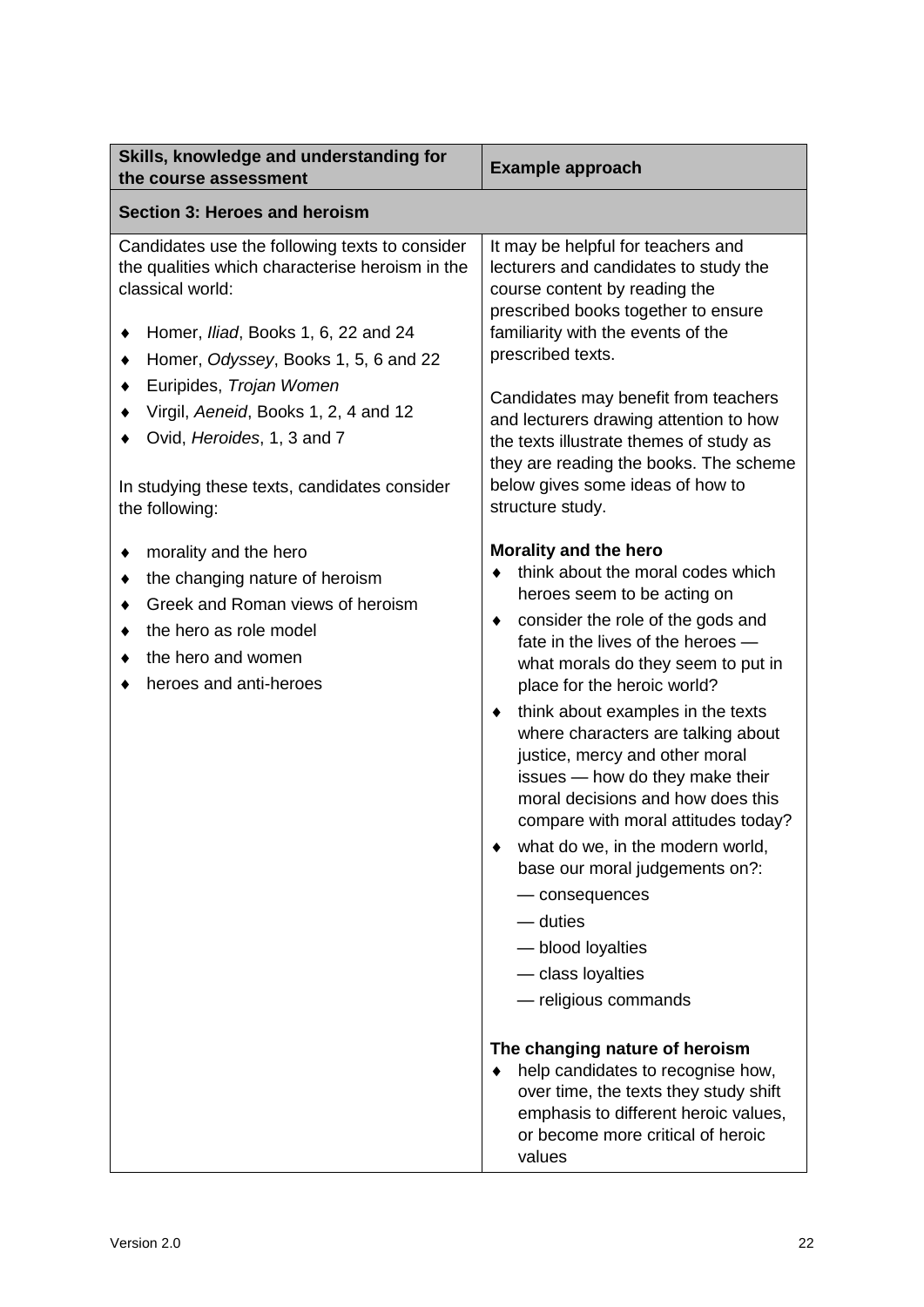| Skills, knowledge and understanding for the course assessment | Example approach |
|---|---|
| **Section 3: Heroes and heroism** | |
| Candidates use the following texts to consider the qualities which characterise heroism in the classical world:<br><br>♦ Homer, *Iliad*, Books 1, 6, 22 and 24<br>♦ Homer, *Odyssey*, Books 1, 5, 6 and 22<br>♦ Euripides, *Trojan Women*<br>♦ Virgil, *Aeneid*, Books 1, 2, 4 and 12<br>♦ Ovid, *Heroides*, 1, 3 and 7<br><br>In studying these texts, candidates consider the following:<br><br>♦ morality and the hero<br>♦ the changing nature of heroism<br>♦ Greek and Roman views of heroism<br>♦ the hero as role model<br>♦ the hero and women<br>♦ heroes and anti-heroes | It may be helpful for teachers and lecturers and candidates to study the course content by reading the prescribed books together to ensure familiarity with the events of the prescribed texts.<br><br>Candidates may benefit from teachers and lecturers drawing attention to how the texts illustrate themes of study as they are reading the books. The scheme below gives some ideas of how to structure study.<br><br>**Morality and the hero**<br>♦ think about the moral codes which heroes seem to be acting on<br>♦ consider the role of the gods and fate in the lives of the heroes — what morals do they seem to put in place for the heroic world?<br>♦ think about examples in the texts where characters are talking about justice, mercy and other moral issues — how do they make their moral decisions and how does this compare with moral attitudes today?<br>♦ what do we, in the modern world, base our moral judgements on?:<br>— consequences<br>— duties<br>— blood loyalties<br>— class loyalties<br>— religious commands<br><br>**The changing nature of heroism**<br>♦ help candidates to recognise how, over time, the texts they study shift emphasis to different heroic values, or become more critical of heroic values |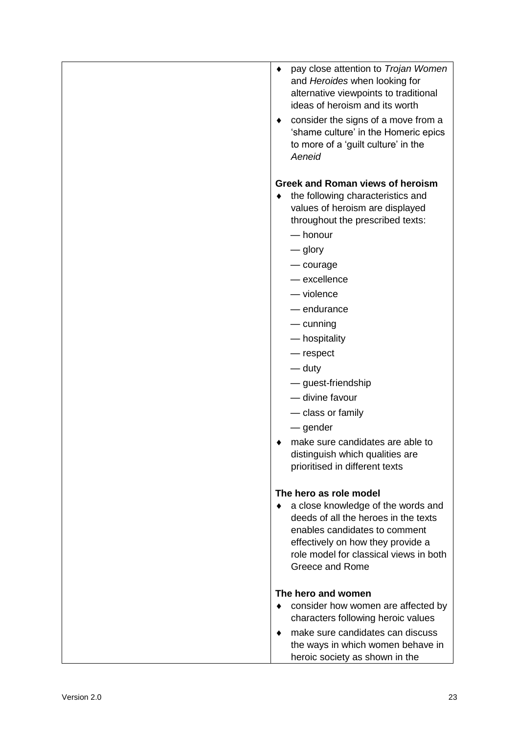| | |
|---|---|
| | ♦ pay close attention to *Trojan Women* and *Heroides* when looking for alternative viewpoints to traditional ideas of heroism and its worth<br>♦ consider the signs of a move from a 'shame culture' in the Homeric epics to more of a 'guilt culture' in the *Aeneid*<br><br>**Greek and Roman views of heroism**<br>♦ the following characteristics and values of heroism are displayed throughout the prescribed texts:<br>— honour<br>— glory<br>— courage<br>— excellence<br>— violence<br>— endurance<br>— cunning<br>— hospitality<br>— respect<br>— duty<br>— guest-friendship<br>— divine favour<br>— class or family<br>— gender<br>♦ make sure candidates are able to distinguish which qualities are prioritised in different texts<br><br>**The hero as role model**<br>♦ a close knowledge of the words and deeds of all the heroes in the texts enables candidates to comment effectively on how they provide a role model for classical views in both Greece and Rome<br><br>**The hero and women**<br>♦ consider how women are affected by characters following heroic values<br>♦ make sure candidates can discuss the ways in which women behave in heroic society as shown in the |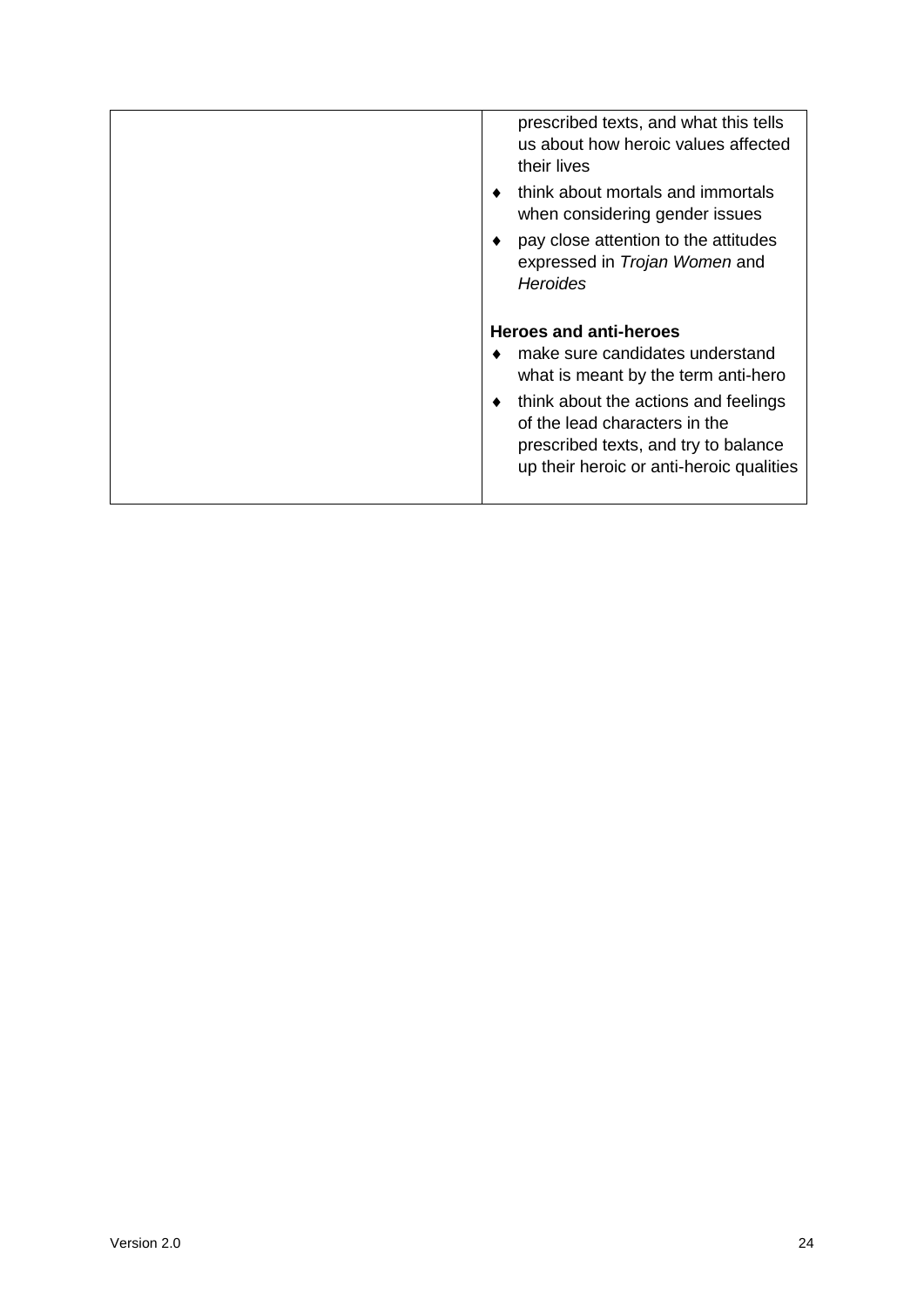| | prescribed texts, and what this tells us about how heroic values affected their lives<br>♦ think about mortals and immortals when considering gender issues<br>♦ pay close attention to the attitudes expressed in *Trojan Women* and *Heroides*<br><br>**Heroes and anti-heroes**<br>♦ make sure candidates understand what is meant by the term anti-hero<br>♦ think about the actions and feelings of the lead characters in the prescribed texts, and try to balance up their heroic or anti-heroic qualities |
|---|---|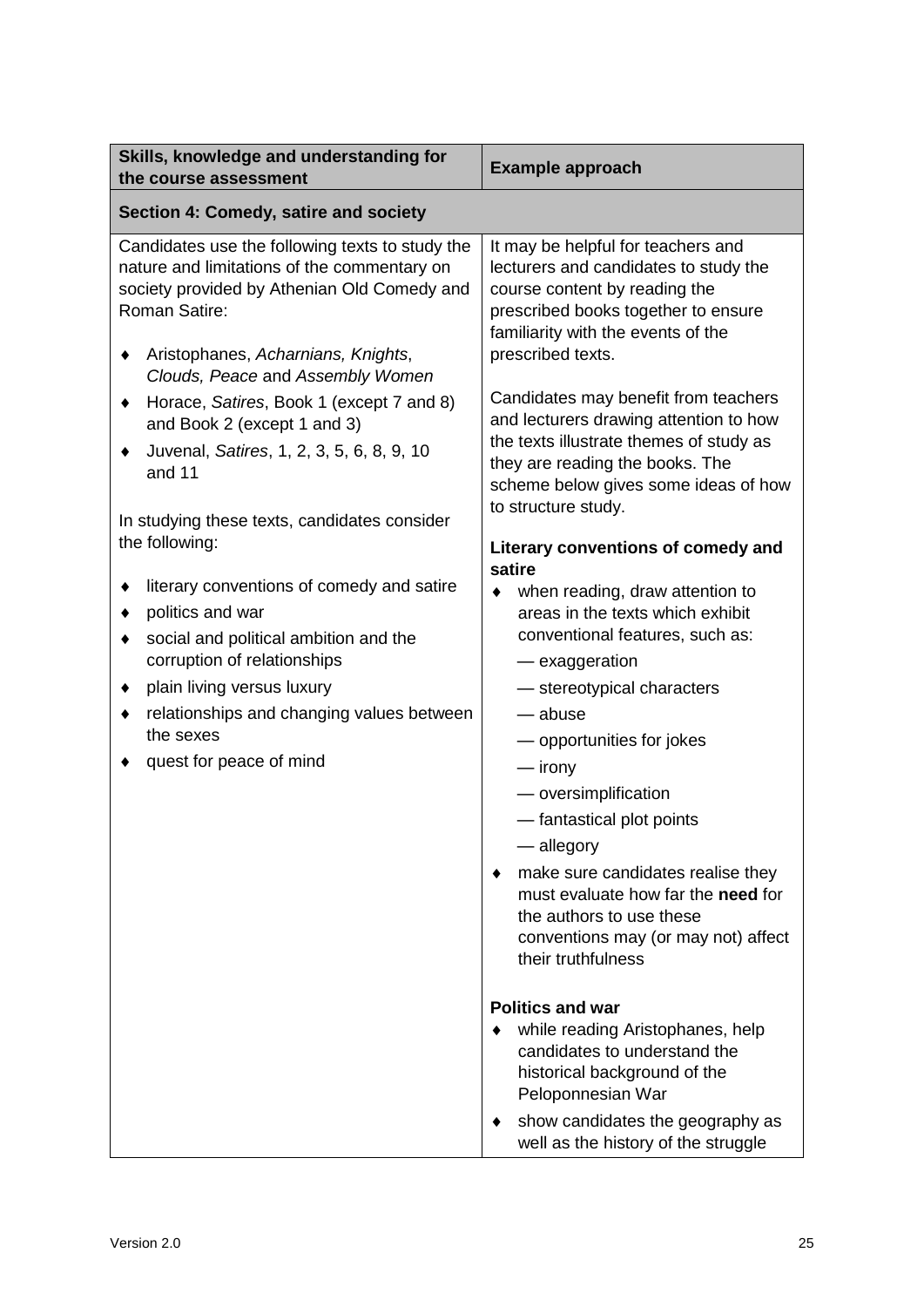| Skills, knowledge and understanding for the course assessment | Example approach |
|---|---|
| **Section 4: Comedy, satire and society** | |
| Candidates use the following texts to study the nature and limitations of the commentary on society provided by Athenian Old Comedy and Roman Satire:<br><br>♦ Aristophanes, *Acharnians, Knights*, *Clouds, Peace* and *Assembly Women*<br>♦ Horace, *Satires*, Book 1 (except 7 and 8) and Book 2 (except 1 and 3)<br>♦ Juvenal, *Satires*, 1, 2, 3, 5, 6, 8, 9, 10 and 11<br><br>In studying these texts, candidates consider the following:<br><br>♦ literary conventions of comedy and satire<br>♦ politics and war<br>♦ social and political ambition and the corruption of relationships<br>♦ plain living versus luxury<br>♦ relationships and changing values between the sexes<br>♦ quest for peace of mind | It may be helpful for teachers and lecturers and candidates to study the course content by reading the prescribed books together to ensure familiarity with the events of the prescribed texts.<br><br>Candidates may benefit from teachers and lecturers drawing attention to how the texts illustrate themes of study as they are reading the books. The scheme below gives some ideas of how to structure study.<br><br>**Literary conventions of comedy and satire**<br>♦ when reading, draw attention to areas in the texts which exhibit conventional features, such as:<br>— exaggeration<br>— stereotypical characters<br>— abuse<br>— opportunities for jokes<br>— irony<br>— oversimplification<br>— fantastical plot points<br>— allegory<br>♦ make sure candidates realise they must evaluate how far the **need** for the authors to use these conventions may (or may not) affect their truthfulness<br><br>**Politics and war**<br>♦ while reading Aristophanes, help candidates to understand the historical background of the Peloponnesian War<br>♦ show candidates the geography as well as the history of the struggle |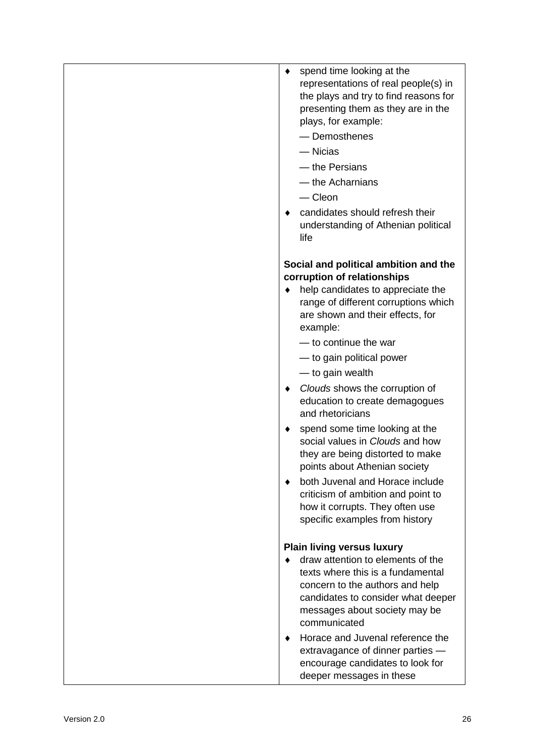| | |
|---|---|
| | ♦ spend time looking at the representations of real people(s) in the plays and try to find reasons for presenting them as they are in the plays, for example:<br>— Demosthenes<br>— Nicias<br>— the Persians<br>— the Acharnians<br>— Cleon<br>♦ candidates should refresh their understanding of Athenian political life<br><br>**Social and political ambition and the corruption of relationships**<br>♦ help candidates to appreciate the range of different corruptions which are shown and their effects, for example:<br>— to continue the war<br>— to gain political power<br>— to gain wealth<br>♦ *Clouds* shows the corruption of education to create demagogues and rhetoricians<br>♦ spend some time looking at the social values in *Clouds* and how they are being distorted to make points about Athenian society<br>♦ both Juvenal and Horace include criticism of ambition and point to how it corrupts. They often use specific examples from history<br><br>**Plain living versus luxury**<br>♦ draw attention to elements of the texts where this is a fundamental concern to the authors and help candidates to consider what deeper messages about society may be communicated<br>♦ Horace and Juvenal reference the extravagance of dinner parties — encourage candidates to look for deeper messages in these |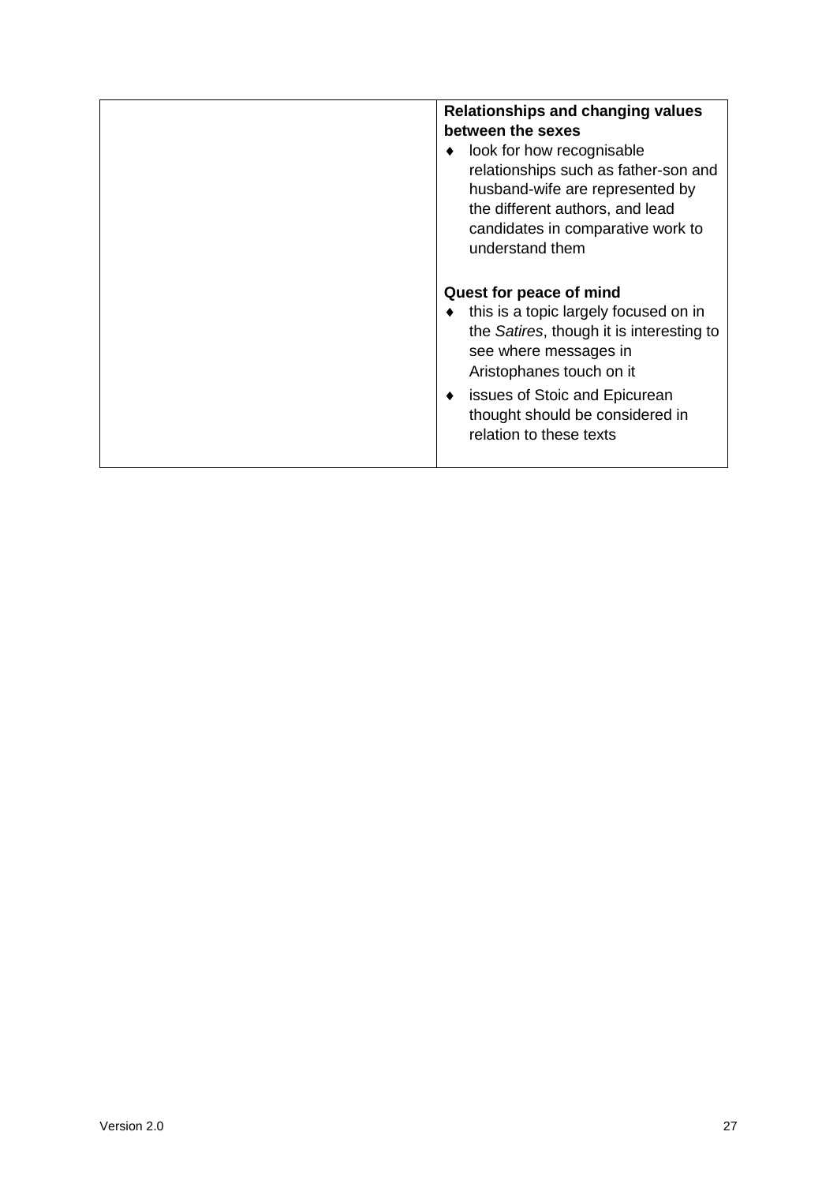| | **Relationships and changing values between the sexes**<br>♦ look for how recognisable relationships such as father-son and husband-wife are represented by the different authors, and lead candidates in comparative work to understand them<br><br>**Quest for peace of mind**<br>♦ this is a topic largely focused on in the *Satires*, though it is interesting to see where messages in Aristophanes touch on it<br>♦ issues of Stoic and Epicurean thought should be considered in relation to these texts |
|---|---|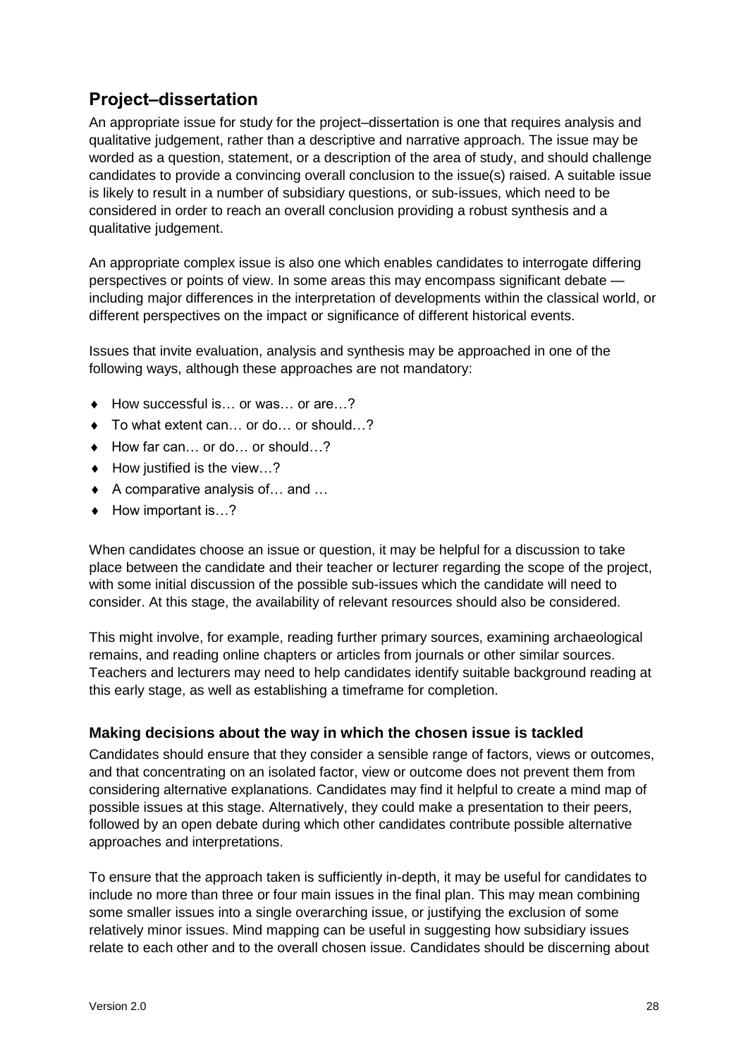## Project–dissertation

An appropriate issue for study for the project–dissertation is one that requires analysis and qualitative judgement, rather than a descriptive and narrative approach. The issue may be worded as a question, statement, or a description of the area of study, and should challenge candidates to provide a convincing overall conclusion to the issue(s) raised. A suitable issue is likely to result in a number of subsidiary questions, or sub-issues, which need to be considered in order to reach an overall conclusion providing a robust synthesis and a qualitative judgement.

An appropriate complex issue is also one which enables candidates to interrogate differing perspectives or points of view. In some areas this may encompass significant debate — including major differences in the interpretation of developments within the classical world, or different perspectives on the impact or significance of different historical events.

Issues that invite evaluation, analysis and synthesis may be approached in one of the following ways, although these approaches are not mandatory:

- How successful is… or was… or are…?
- To what extent can… or do… or should…?
- How far can… or do… or should…?
- How justified is the view…?
- A comparative analysis of… and …
- How important is…?

When candidates choose an issue or question, it may be helpful for a discussion to take place between the candidate and their teacher or lecturer regarding the scope of the project, with some initial discussion of the possible sub-issues which the candidate will need to consider. At this stage, the availability of relevant resources should also be considered.

This might involve, for example, reading further primary sources, examining archaeological remains, and reading online chapters or articles from journals or other similar sources. Teachers and lecturers may need to help candidates identify suitable background reading at this early stage, as well as establishing a timeframe for completion.

### Making decisions about the way in which the chosen issue is tackled

Candidates should ensure that they consider a sensible range of factors, views or outcomes, and that concentrating on an isolated factor, view or outcome does not prevent them from considering alternative explanations. Candidates may find it helpful to create a mind map of possible issues at this stage. Alternatively, they could make a presentation to their peers, followed by an open debate during which other candidates contribute possible alternative approaches and interpretations.

To ensure that the approach taken is sufficiently in-depth, it may be useful for candidates to include no more than three or four main issues in the final plan. This may mean combining some smaller issues into a single overarching issue, or justifying the exclusion of some relatively minor issues. Mind mapping can be useful in suggesting how subsidiary issues relate to each other and to the overall chosen issue. Candidates should be discerning about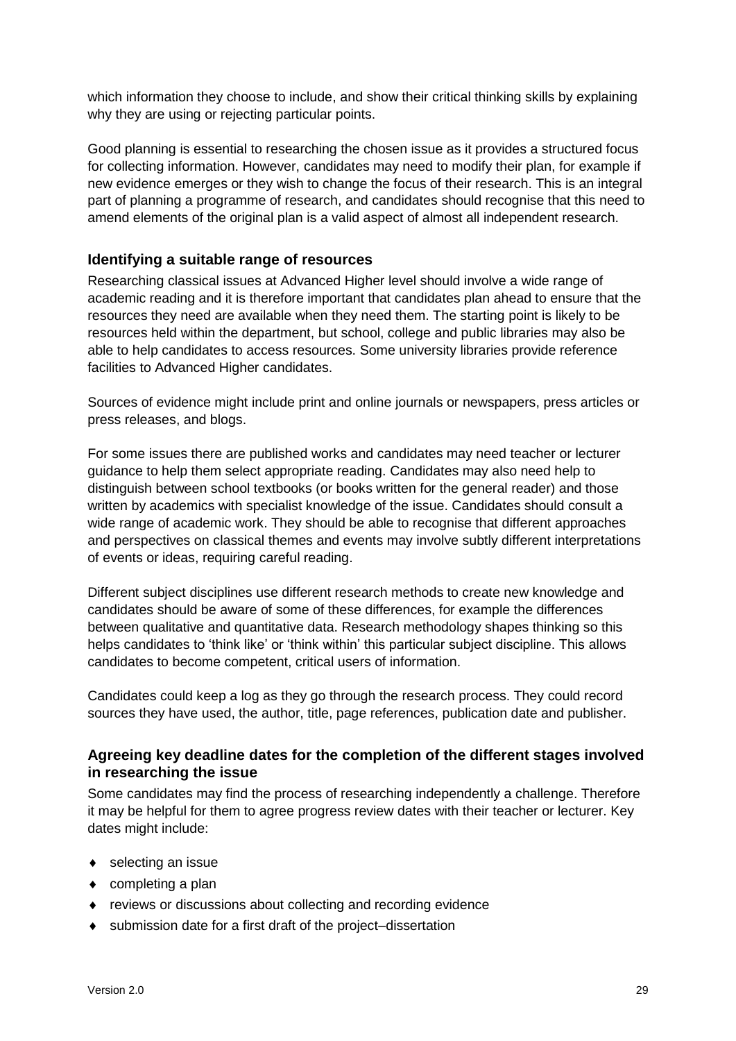which information they choose to include, and show their critical thinking skills by explaining why they are using or rejecting particular points.

Good planning is essential to researching the chosen issue as it provides a structured focus for collecting information. However, candidates may need to modify their plan, for example if new evidence emerges or they wish to change the focus of their research. This is an integral part of planning a programme of research, and candidates should recognise that this need to amend elements of the original plan is a valid aspect of almost all independent research.

### Identifying a suitable range of resources

Researching classical issues at Advanced Higher level should involve a wide range of academic reading and it is therefore important that candidates plan ahead to ensure that the resources they need are available when they need them. The starting point is likely to be resources held within the department, but school, college and public libraries may also be able to help candidates to access resources. Some university libraries provide reference facilities to Advanced Higher candidates.

Sources of evidence might include print and online journals or newspapers, press articles or press releases, and blogs.

For some issues there are published works and candidates may need teacher or lecturer guidance to help them select appropriate reading. Candidates may also need help to distinguish between school textbooks (or books written for the general reader) and those written by academics with specialist knowledge of the issue. Candidates should consult a wide range of academic work. They should be able to recognise that different approaches and perspectives on classical themes and events may involve subtly different interpretations of events or ideas, requiring careful reading.

Different subject disciplines use different research methods to create new knowledge and candidates should be aware of some of these differences, for example the differences between qualitative and quantitative data. Research methodology shapes thinking so this helps candidates to 'think like' or 'think within' this particular subject discipline. This allows candidates to become competent, critical users of information.

Candidates could keep a log as they go through the research process. They could record sources they have used, the author, title, page references, publication date and publisher.

### Agreeing key deadline dates for the completion of the different stages involved in researching the issue

Some candidates may find the process of researching independently a challenge. Therefore it may be helpful for them to agree progress review dates with their teacher or lecturer. Key dates might include:

- selecting an issue
- completing a plan
- reviews or discussions about collecting and recording evidence
- submission date for a first draft of the project–dissertation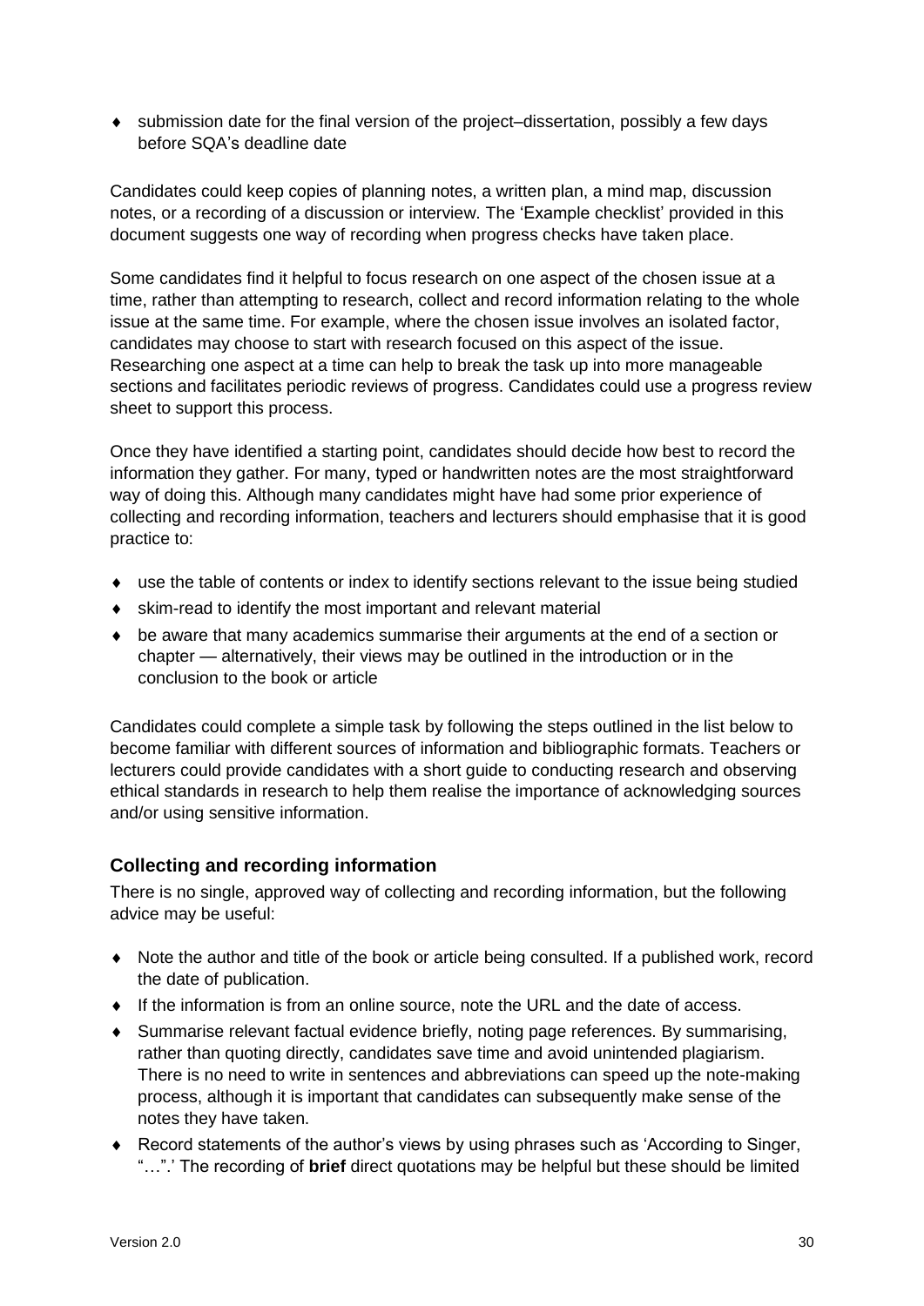- submission date for the final version of the project–dissertation, possibly a few days before SQA's deadline date

Candidates could keep copies of planning notes, a written plan, a mind map, discussion notes, or a recording of a discussion or interview. The 'Example checklist' provided in this document suggests one way of recording when progress checks have taken place.

Some candidates find it helpful to focus research on one aspect of the chosen issue at a time, rather than attempting to research, collect and record information relating to the whole issue at the same time. For example, where the chosen issue involves an isolated factor, candidates may choose to start with research focused on this aspect of the issue. Researching one aspect at a time can help to break the task up into more manageable sections and facilitates periodic reviews of progress. Candidates could use a progress review sheet to support this process.

Once they have identified a starting point, candidates should decide how best to record the information they gather. For many, typed or handwritten notes are the most straightforward way of doing this. Although many candidates might have had some prior experience of collecting and recording information, teachers and lecturers should emphasise that it is good practice to:

- use the table of contents or index to identify sections relevant to the issue being studied
- skim-read to identify the most important and relevant material
- be aware that many academics summarise their arguments at the end of a section or chapter — alternatively, their views may be outlined in the introduction or in the conclusion to the book or article

Candidates could complete a simple task by following the steps outlined in the list below to become familiar with different sources of information and bibliographic formats. Teachers or lecturers could provide candidates with a short guide to conducting research and observing ethical standards in research to help them realise the importance of acknowledging sources and/or using sensitive information.

### Collecting and recording information

There is no single, approved way of collecting and recording information, but the following advice may be useful:

- Note the author and title of the book or article being consulted. If a published work, record the date of publication.
- If the information is from an online source, note the URL and the date of access.
- Summarise relevant factual evidence briefly, noting page references. By summarising, rather than quoting directly, candidates save time and avoid unintended plagiarism. There is no need to write in sentences and abbreviations can speed up the note-making process, although it is important that candidates can subsequently make sense of the notes they have taken.
- Record statements of the author's views by using phrases such as 'According to Singer, "…".' The recording of **brief** direct quotations may be helpful but these should be limited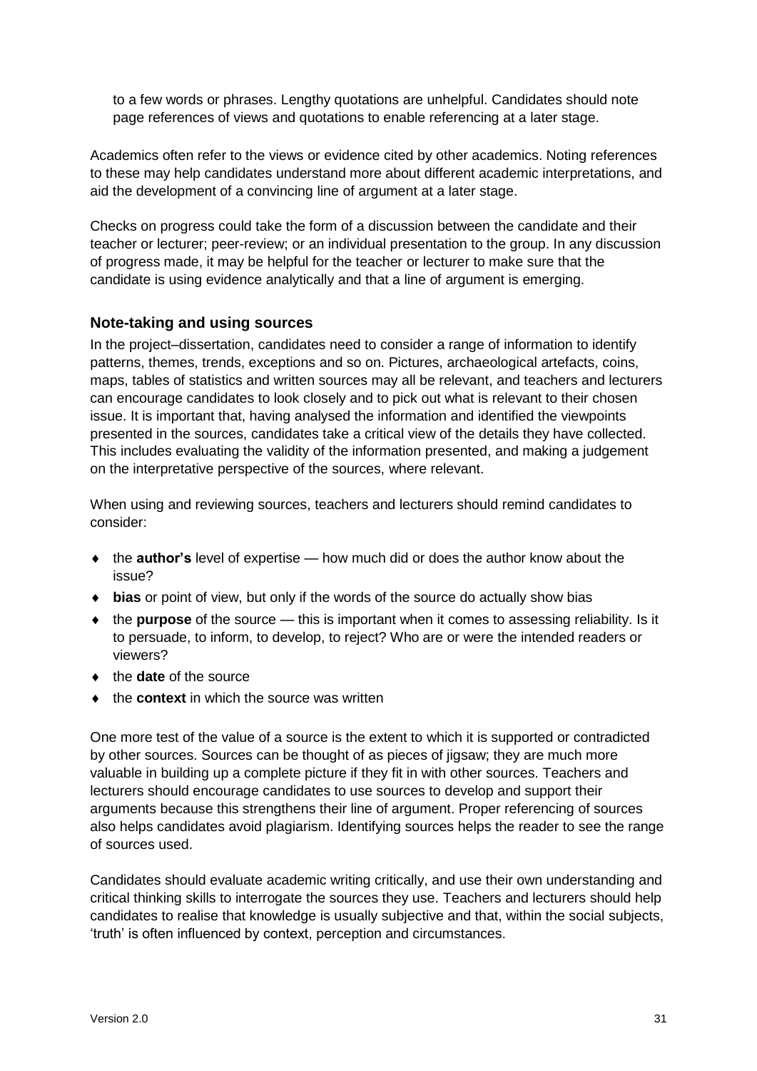to a few words or phrases. Lengthy quotations are unhelpful. Candidates should note page references of views and quotations to enable referencing at a later stage.

Academics often refer to the views or evidence cited by other academics. Noting references to these may help candidates understand more about different academic interpretations, and aid the development of a convincing line of argument at a later stage.

Checks on progress could take the form of a discussion between the candidate and their teacher or lecturer; peer-review; or an individual presentation to the group. In any discussion of progress made, it may be helpful for the teacher or lecturer to make sure that the candidate is using evidence analytically and that a line of argument is emerging.

### Note-taking and using sources

In the project–dissertation, candidates need to consider a range of information to identify patterns, themes, trends, exceptions and so on. Pictures, archaeological artefacts, coins, maps, tables of statistics and written sources may all be relevant, and teachers and lecturers can encourage candidates to look closely and to pick out what is relevant to their chosen issue. It is important that, having analysed the information and identified the viewpoints presented in the sources, candidates take a critical view of the details they have collected. This includes evaluating the validity of the information presented, and making a judgement on the interpretative perspective of the sources, where relevant.

When using and reviewing sources, teachers and lecturers should remind candidates to consider:

- the **author's** level of expertise — how much did or does the author know about the issue?
- **bias** or point of view, but only if the words of the source do actually show bias
- the **purpose** of the source — this is important when it comes to assessing reliability. Is it to persuade, to inform, to develop, to reject? Who are or were the intended readers or viewers?
- the **date** of the source
- the **context** in which the source was written

One more test of the value of a source is the extent to which it is supported or contradicted by other sources. Sources can be thought of as pieces of jigsaw; they are much more valuable in building up a complete picture if they fit in with other sources. Teachers and lecturers should encourage candidates to use sources to develop and support their arguments because this strengthens their line of argument. Proper referencing of sources also helps candidates avoid plagiarism. Identifying sources helps the reader to see the range of sources used.

Candidates should evaluate academic writing critically, and use their own understanding and critical thinking skills to interrogate the sources they use. Teachers and lecturers should help candidates to realise that knowledge is usually subjective and that, within the social subjects, 'truth' is often influenced by context, perception and circumstances.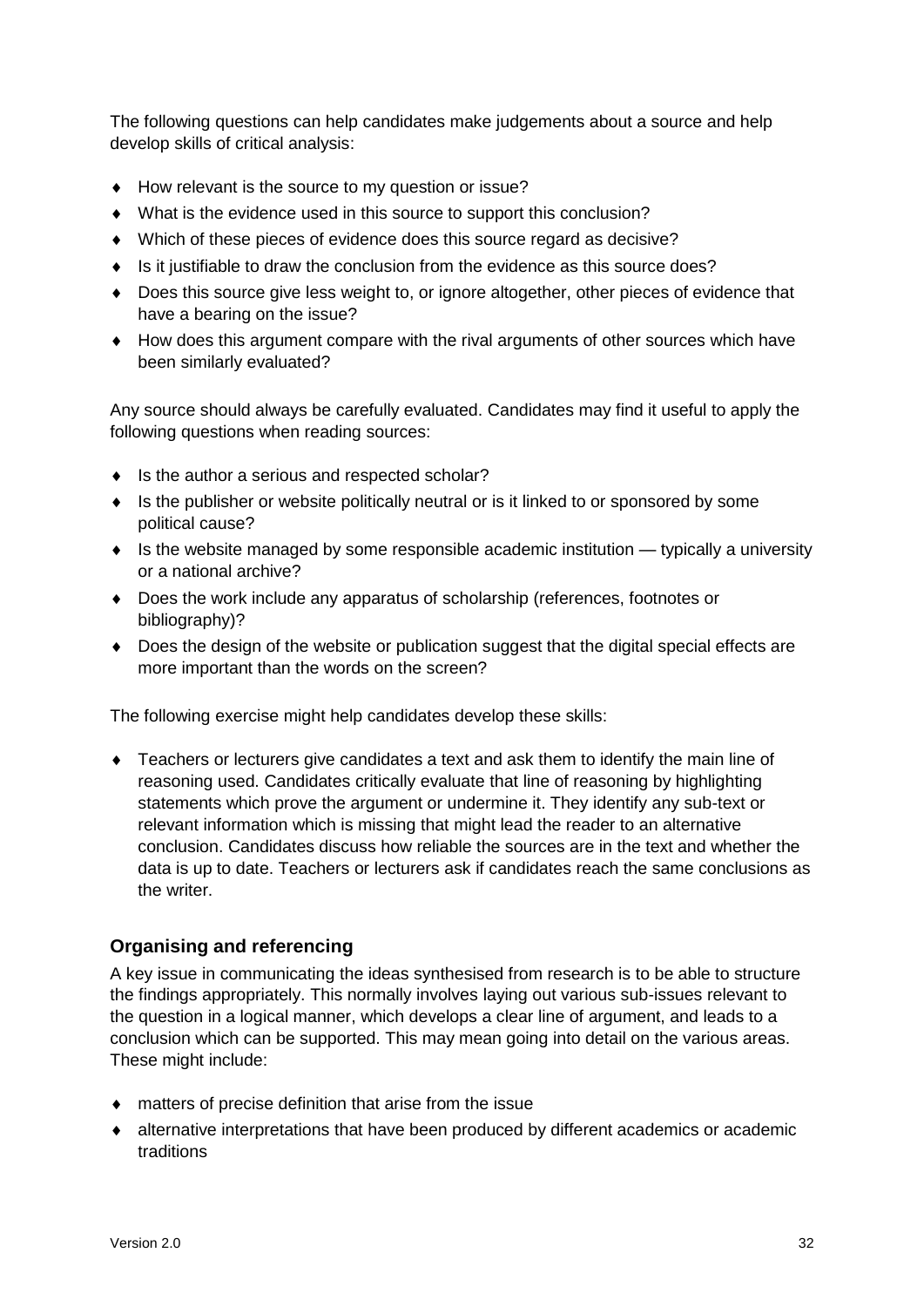The following questions can help candidates make judgements about a source and help develop skills of critical analysis:

- How relevant is the source to my question or issue?
- What is the evidence used in this source to support this conclusion?
- Which of these pieces of evidence does this source regard as decisive?
- Is it justifiable to draw the conclusion from the evidence as this source does?
- Does this source give less weight to, or ignore altogether, other pieces of evidence that have a bearing on the issue?
- How does this argument compare with the rival arguments of other sources which have been similarly evaluated?

Any source should always be carefully evaluated. Candidates may find it useful to apply the following questions when reading sources:

- Is the author a serious and respected scholar?
- Is the publisher or website politically neutral or is it linked to or sponsored by some political cause?
- Is the website managed by some responsible academic institution — typically a university or a national archive?
- Does the work include any apparatus of scholarship (references, footnotes or bibliography)?
- Does the design of the website or publication suggest that the digital special effects are more important than the words on the screen?

The following exercise might help candidates develop these skills:

- Teachers or lecturers give candidates a text and ask them to identify the main line of reasoning used. Candidates critically evaluate that line of reasoning by highlighting statements which prove the argument or undermine it. They identify any sub-text or relevant information which is missing that might lead the reader to an alternative conclusion. Candidates discuss how reliable the sources are in the text and whether the data is up to date. Teachers or lecturers ask if candidates reach the same conclusions as the writer.

### Organising and referencing

A key issue in communicating the ideas synthesised from research is to be able to structure the findings appropriately. This normally involves laying out various sub-issues relevant to the question in a logical manner, which develops a clear line of argument, and leads to a conclusion which can be supported. This may mean going into detail on the various areas. These might include:

- matters of precise definition that arise from the issue
- alternative interpretations that have been produced by different academics or academic traditions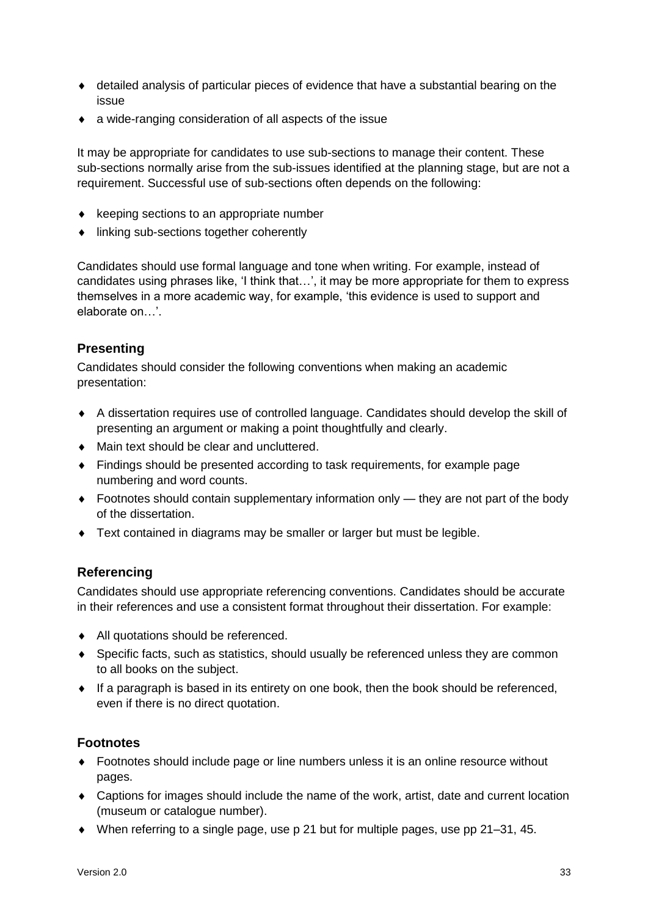- detailed analysis of particular pieces of evidence that have a substantial bearing on the issue
- a wide-ranging consideration of all aspects of the issue

It may be appropriate for candidates to use sub-sections to manage their content. These sub-sections normally arise from the sub-issues identified at the planning stage, but are not a requirement. Successful use of sub-sections often depends on the following:

- keeping sections to an appropriate number
- linking sub-sections together coherently

Candidates should use formal language and tone when writing. For example, instead of candidates using phrases like, 'I think that…', it may be more appropriate for them to express themselves in a more academic way, for example, 'this evidence is used to support and elaborate on…'.

### Presenting

Candidates should consider the following conventions when making an academic presentation:

- A dissertation requires use of controlled language. Candidates should develop the skill of presenting an argument or making a point thoughtfully and clearly.
- Main text should be clear and uncluttered.
- Findings should be presented according to task requirements, for example page numbering and word counts.
- Footnotes should contain supplementary information only — they are not part of the body of the dissertation.
- Text contained in diagrams may be smaller or larger but must be legible.

### Referencing

Candidates should use appropriate referencing conventions. Candidates should be accurate in their references and use a consistent format throughout their dissertation. For example:

- All quotations should be referenced.
- Specific facts, such as statistics, should usually be referenced unless they are common to all books on the subject.
- If a paragraph is based in its entirety on one book, then the book should be referenced, even if there is no direct quotation.

### Footnotes

- Footnotes should include page or line numbers unless it is an online resource without pages.
- Captions for images should include the name of the work, artist, date and current location (museum or catalogue number).
- When referring to a single page, use p 21 but for multiple pages, use pp 21–31, 45.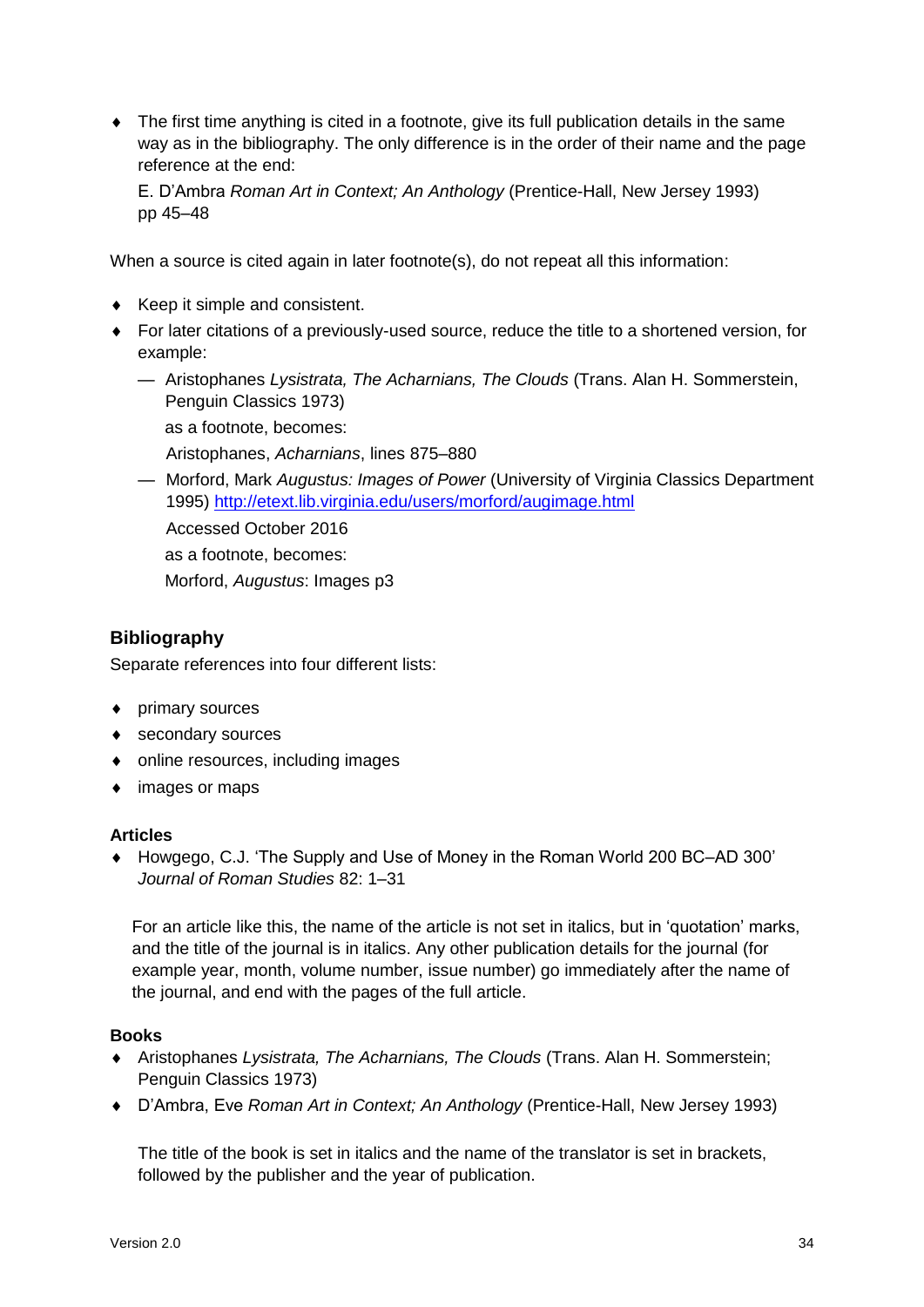- The first time anything is cited in a footnote, give its full publication details in the same way as in the bibliography. The only difference is in the order of their name and the page reference at the end:

  E. D'Ambra *Roman Art in Context; An Anthology* (Prentice-Hall, New Jersey 1993) pp 45–48

When a source is cited again in later footnote(s), do not repeat all this information:

- Keep it simple and consistent.
- For later citations of a previously-used source, reduce the title to a shortened version, for example:
  - Aristophanes *Lysistrata, The Acharnians, The Clouds* (Trans. Alan H. Sommerstein, Penguin Classics 1973)

    as a footnote, becomes:

    Aristophanes, *Acharnians*, lines 875–880
  - Morford, Mark *Augustus: Images of Power* (University of Virginia Classics Department 1995) http://etext.lib.virginia.edu/users/morford/augimage.html

    Accessed October 2016

    as a footnote, becomes:

    Morford, *Augustus*: Images p3

## Bibliography

Separate references into four different lists:

- primary sources
- secondary sources
- online resources, including images
- images or maps

### Articles

- Howgego, C.J. 'The Supply and Use of Money in the Roman World 200 BC–AD 300' *Journal of Roman Studies* 82: 1–31

For an article like this, the name of the article is not set in italics, but in 'quotation' marks, and the title of the journal is in italics. Any other publication details for the journal (for example year, month, volume number, issue number) go immediately after the name of the journal, and end with the pages of the full article.

### Books

- Aristophanes *Lysistrata, The Acharnians, The Clouds* (Trans. Alan H. Sommerstein; Penguin Classics 1973)
- D'Ambra, Eve *Roman Art in Context; An Anthology* (Prentice-Hall, New Jersey 1993)

The title of the book is set in italics and the name of the translator is set in brackets, followed by the publisher and the year of publication.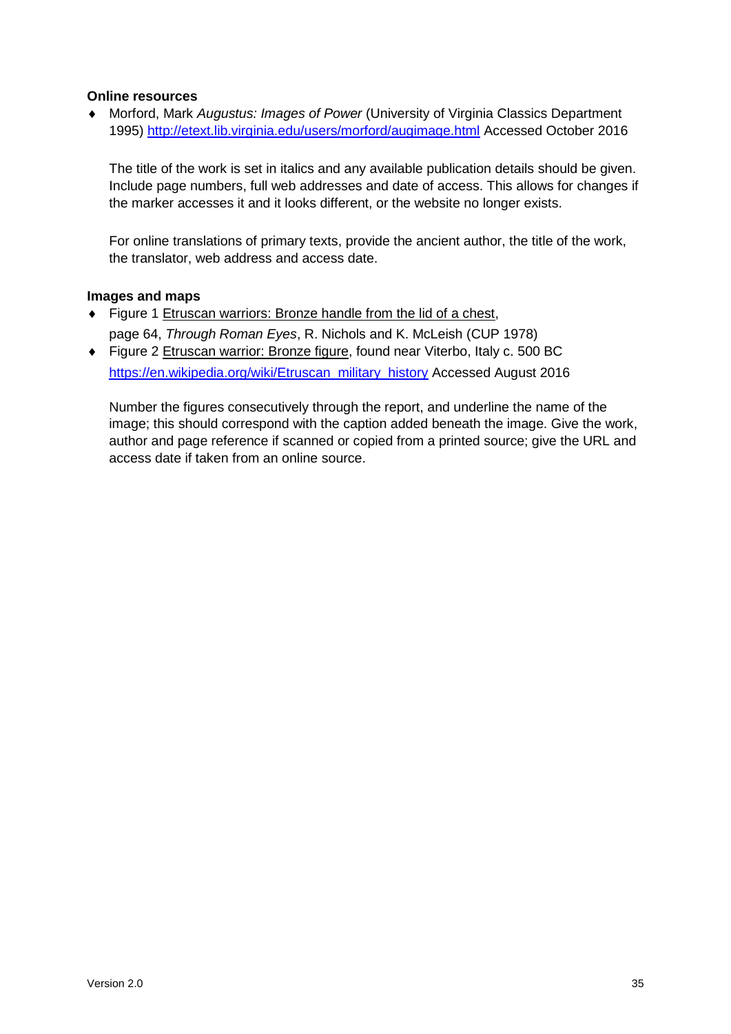**Online resources**

- Morford, Mark *Augustus: Images of Power* (University of Virginia Classics Department 1995) http://etext.lib.virginia.edu/users/morford/augimage.html Accessed October 2016

  The title of the work is set in italics and any available publication details should be given. Include page numbers, full web addresses and date of access. This allows for changes if the marker accesses it and it looks different, or the website no longer exists.

  For online translations of primary texts, provide the ancient author, the title of the work, the translator, web address and access date.

**Images and maps**

- Figure 1 <u>Etruscan warriors: Bronze handle from the lid of a chest</u>, page 64, *Through Roman Eyes*, R. Nichols and K. McLeish (CUP 1978)
- Figure 2 <u>Etruscan warrior: Bronze figure</u>, found near Viterbo, Italy c. 500 BC https://en.wikipedia.org/wiki/Etruscan_military_history Accessed August 2016

  Number the figures consecutively through the report, and underline the name of the image; this should correspond with the caption added beneath the image. Give the work, author and page reference if scanned or copied from a printed source; give the URL and access date if taken from an online source.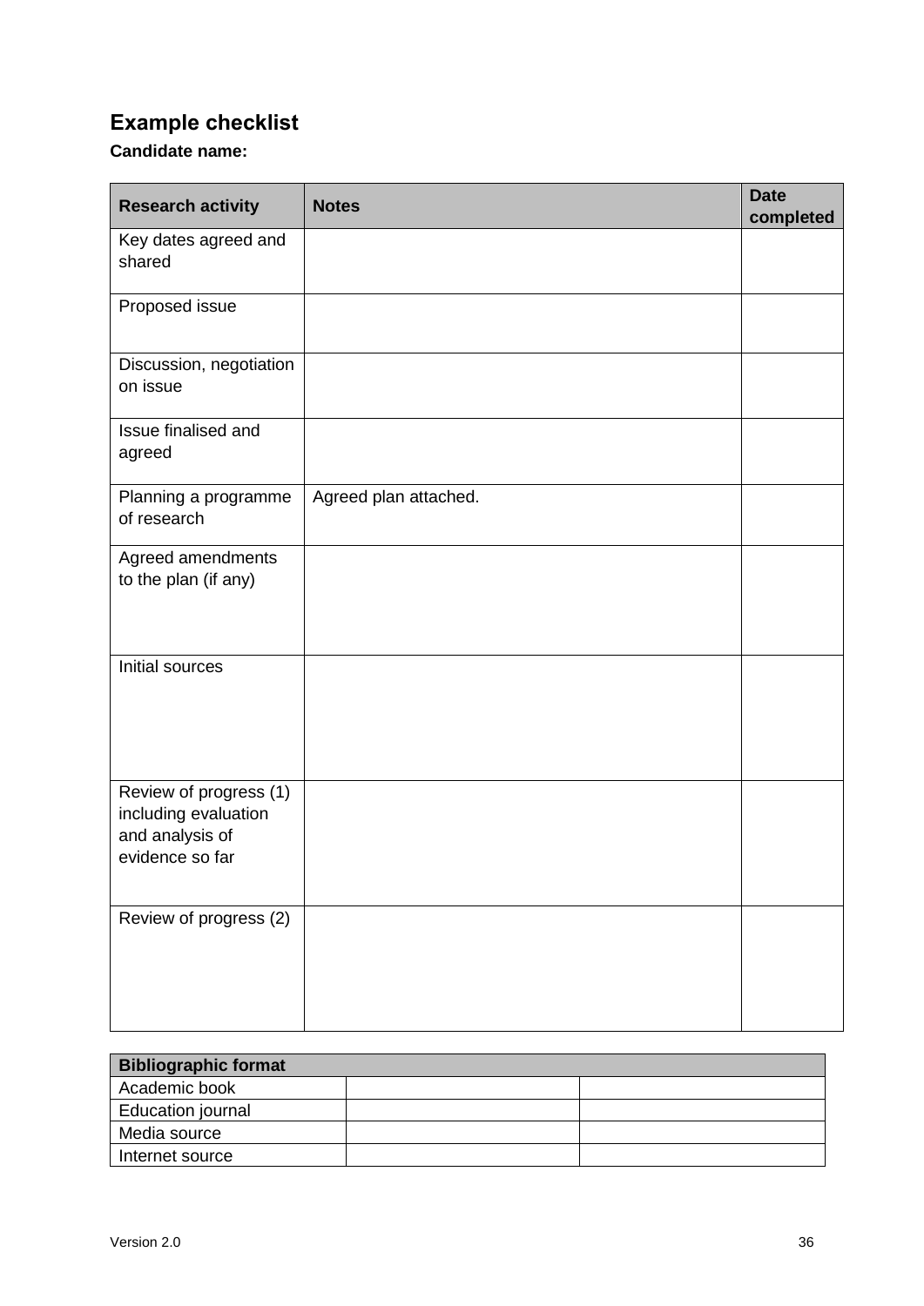## Example checklist

**Candidate name:**

| Research activity | Notes | Date completed |
|---|---|---|
| Key dates agreed and shared | | |
| Proposed issue | | |
| Discussion, negotiation on issue | | |
| Issue finalised and agreed | | |
| Planning a programme of research | Agreed plan attached. | |
| Agreed amendments to the plan (if any) | | |
| Initial sources | | |
| Review of progress (1) including evaluation and analysis of evidence so far | | |
| Review of progress (2) | | |

| Bibliographic format | | |
|---|---|---|
| Academic book | | |
| Education journal | | |
| Media source | | |
| Internet source | | |

Version 2.0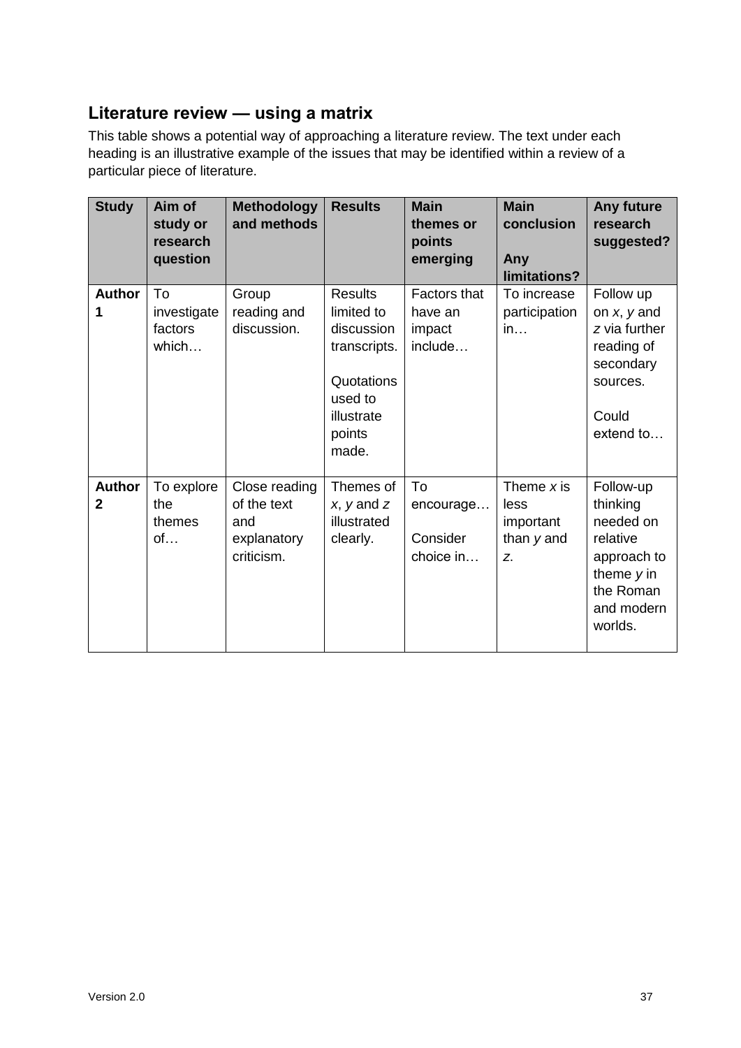## Literature review — using a matrix

This table shows a potential way of approaching a literature review. The text under each heading is an illustrative example of the issues that may be identified within a review of a particular piece of literature.

| Study | Aim of study or research question | Methodology and methods | Results | Main themes or points emerging | Main conclusion<br><br>Any limitations? | Any future research suggested? |
|---|---|---|---|---|---|---|
| **Author 1** | To investigate factors which… | Group reading and discussion. | Results limited to discussion transcripts.<br><br>Quotations used to illustrate points made. | Factors that have an impact include… | To increase participation in… | Follow up on *x*, *y* and *z* via further reading of secondary sources.<br><br>Could extend to… |
| **Author 2** | To explore the themes of… | Close reading of the text and explanatory criticism. | Themes of *x*, *y* and *z* illustrated clearly. | To encourage…<br><br>Consider choice in… | Theme *x* is less important than *y* and *z*. | Follow-up thinking needed on relative approach to theme *y* in the Roman and modern worlds. |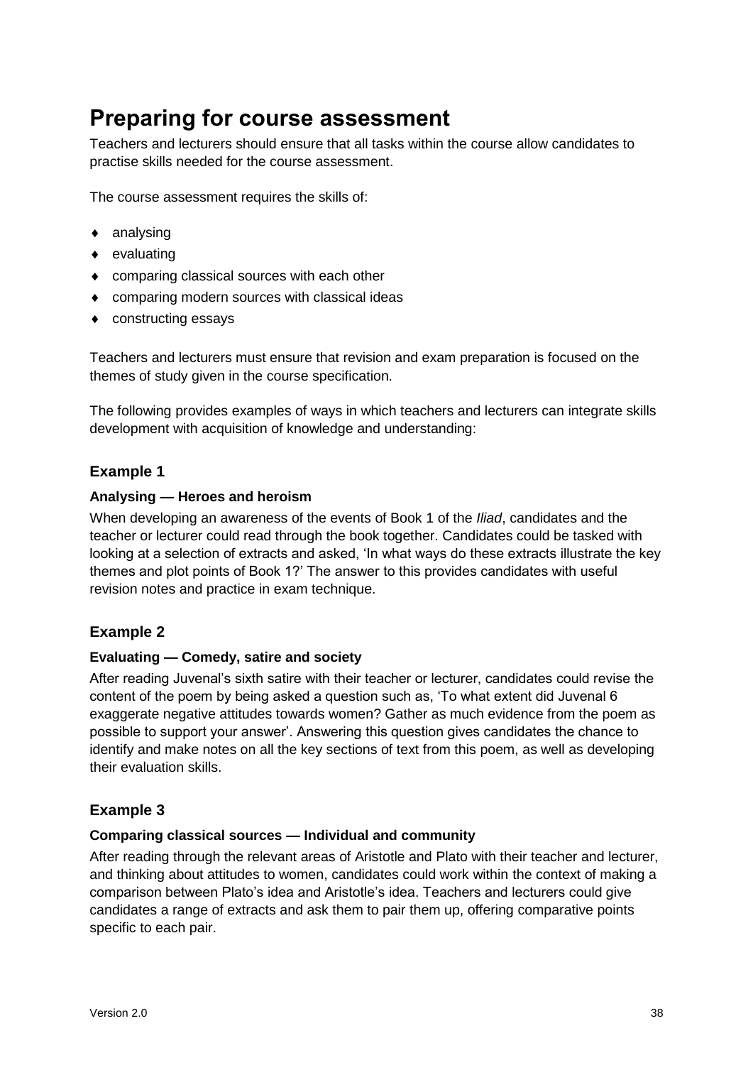# Preparing for course assessment

Teachers and lecturers should ensure that all tasks within the course allow candidates to practise skills needed for the course assessment.

The course assessment requires the skills of:

- analysing
- evaluating
- comparing classical sources with each other
- comparing modern sources with classical ideas
- constructing essays

Teachers and lecturers must ensure that revision and exam preparation is focused on the themes of study given in the course specification.

The following provides examples of ways in which teachers and lecturers can integrate skills development with acquisition of knowledge and understanding:

### Example 1

**Analysing — Heroes and heroism**

When developing an awareness of the events of Book 1 of the *Iliad*, candidates and the teacher or lecturer could read through the book together. Candidates could be tasked with looking at a selection of extracts and asked, 'In what ways do these extracts illustrate the key themes and plot points of Book 1?' The answer to this provides candidates with useful revision notes and practice in exam technique.

### Example 2

**Evaluating — Comedy, satire and society**

After reading Juvenal's sixth satire with their teacher or lecturer, candidates could revise the content of the poem by being asked a question such as, 'To what extent did Juvenal 6 exaggerate negative attitudes towards women? Gather as much evidence from the poem as possible to support your answer'. Answering this question gives candidates the chance to identify and make notes on all the key sections of text from this poem, as well as developing their evaluation skills.

### Example 3

**Comparing classical sources — Individual and community**

After reading through the relevant areas of Aristotle and Plato with their teacher and lecturer, and thinking about attitudes to women, candidates could work within the context of making a comparison between Plato's idea and Aristotle's idea. Teachers and lecturers could give candidates a range of extracts and ask them to pair them up, offering comparative points specific to each pair.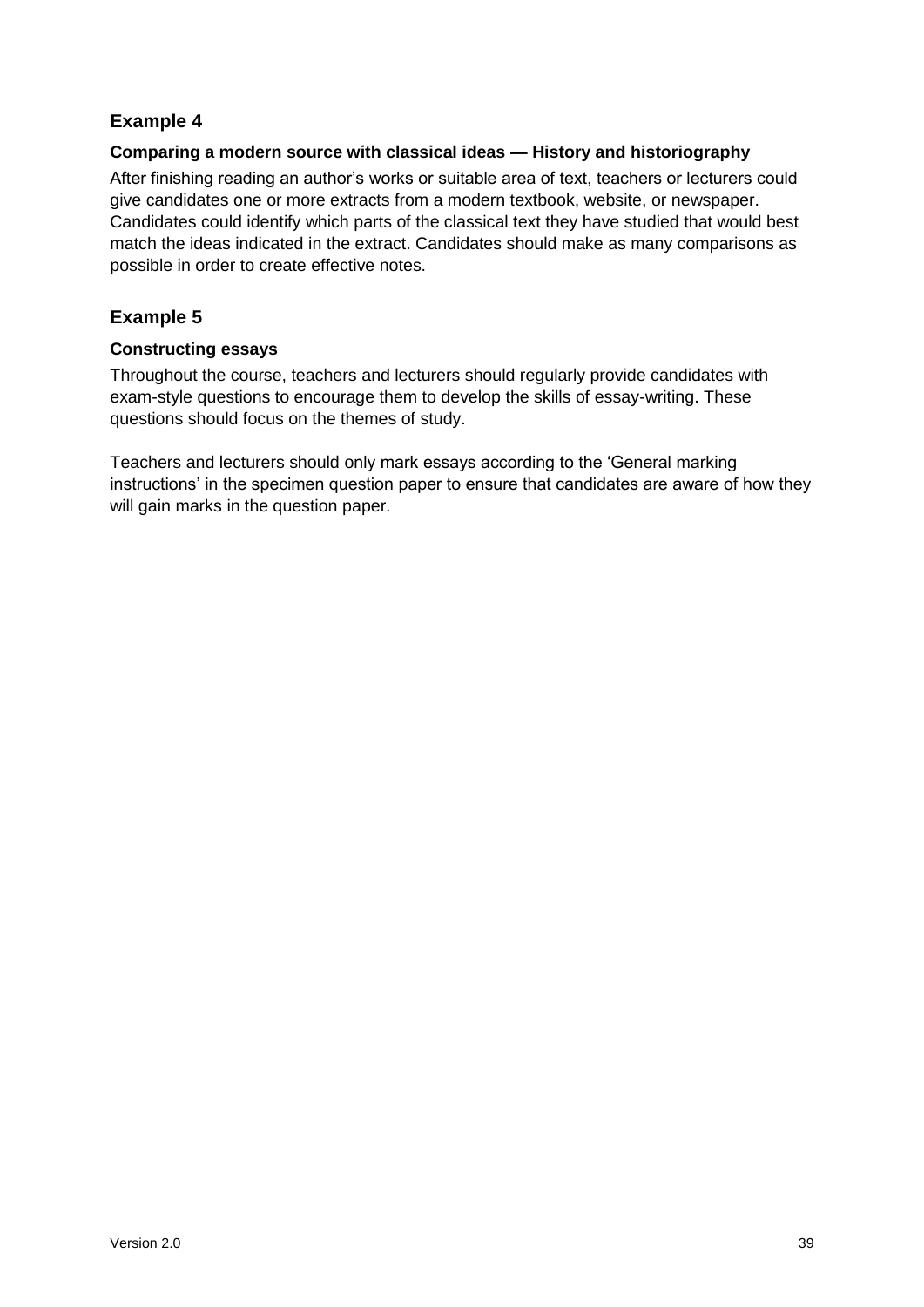## Example 4

### Comparing a modern source with classical ideas — History and historiography

After finishing reading an author's works or suitable area of text, teachers or lecturers could give candidates one or more extracts from a modern textbook, website, or newspaper. Candidates could identify which parts of the classical text they have studied that would best match the ideas indicated in the extract. Candidates should make as many comparisons as possible in order to create effective notes.

## Example 5

### Constructing essays

Throughout the course, teachers and lecturers should regularly provide candidates with exam-style questions to encourage them to develop the skills of essay-writing. These questions should focus on the themes of study.

Teachers and lecturers should only mark essays according to the 'General marking instructions' in the specimen question paper to ensure that candidates are aware of how they will gain marks in the question paper.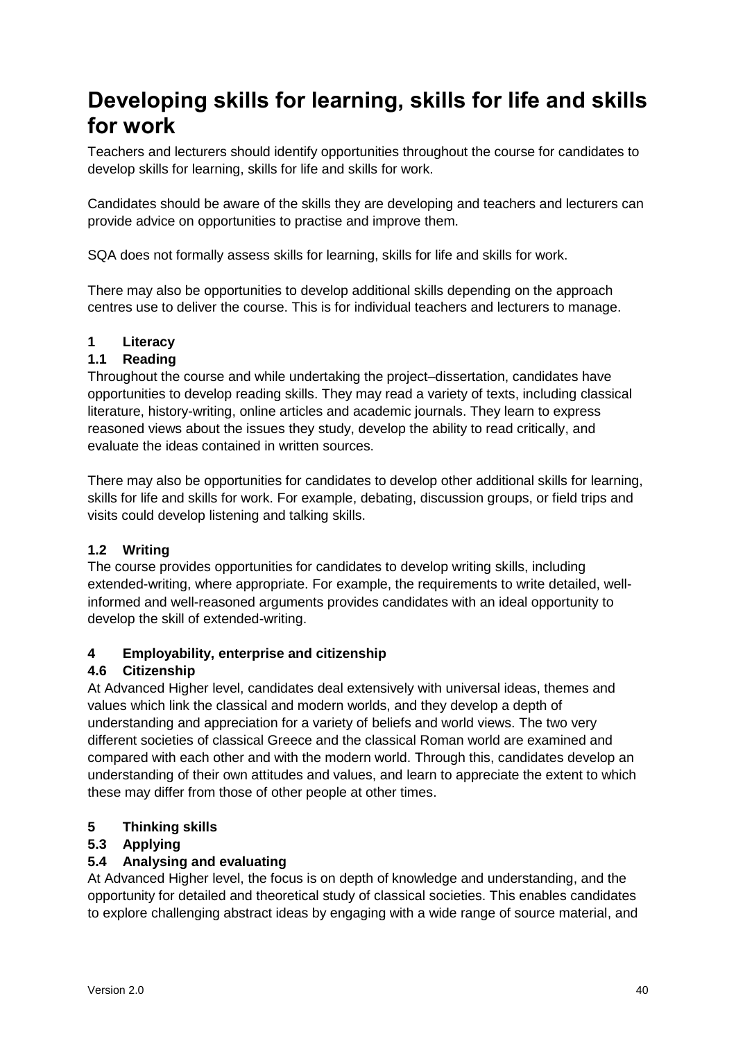# Developing skills for learning, skills for life and skills for work

Teachers and lecturers should identify opportunities throughout the course for candidates to develop skills for learning, skills for life and skills for work.

Candidates should be aware of the skills they are developing and teachers and lecturers can provide advice on opportunities to practise and improve them.

SQA does not formally assess skills for learning, skills for life and skills for work.

There may also be opportunities to develop additional skills depending on the approach centres use to deliver the course. This is for individual teachers and lecturers to manage.

**1 Literacy**

**1.1 Reading**

Throughout the course and while undertaking the project–dissertation, candidates have opportunities to develop reading skills. They may read a variety of texts, including classical literature, history-writing, online articles and academic journals. They learn to express reasoned views about the issues they study, develop the ability to read critically, and evaluate the ideas contained in written sources.

There may also be opportunities for candidates to develop other additional skills for learning, skills for life and skills for work. For example, debating, discussion groups, or field trips and visits could develop listening and talking skills.

**1.2 Writing**

The course provides opportunities for candidates to develop writing skills, including extended-writing, where appropriate. For example, the requirements to write detailed, well-informed and well-reasoned arguments provides candidates with an ideal opportunity to develop the skill of extended-writing.

**4 Employability, enterprise and citizenship**

**4.6 Citizenship**

At Advanced Higher level, candidates deal extensively with universal ideas, themes and values which link the classical and modern worlds, and they develop a depth of understanding and appreciation for a variety of beliefs and world views. The two very different societies of classical Greece and the classical Roman world are examined and compared with each other and with the modern world. Through this, candidates develop an understanding of their own attitudes and values, and learn to appreciate the extent to which these may differ from those of other people at other times.

**5 Thinking skills**

**5.3 Applying**

**5.4 Analysing and evaluating**

At Advanced Higher level, the focus is on depth of knowledge and understanding, and the opportunity for detailed and theoretical study of classical societies. This enables candidates to explore challenging abstract ideas by engaging with a wide range of source material, and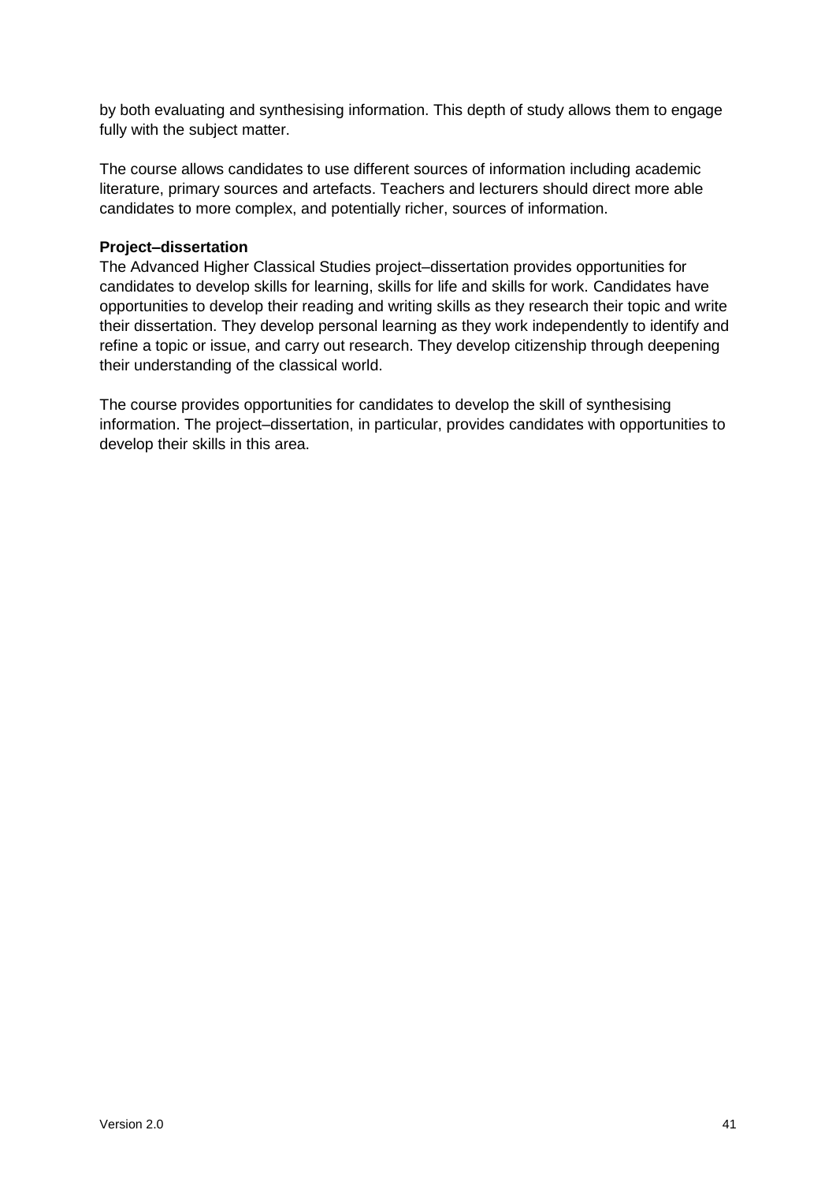by both evaluating and synthesising information. This depth of study allows them to engage fully with the subject matter.

The course allows candidates to use different sources of information including academic literature, primary sources and artefacts. Teachers and lecturers should direct more able candidates to more complex, and potentially richer, sources of information.

**Project–dissertation**

The Advanced Higher Classical Studies project–dissertation provides opportunities for candidates to develop skills for learning, skills for life and skills for work. Candidates have opportunities to develop their reading and writing skills as they research their topic and write their dissertation. They develop personal learning as they work independently to identify and refine a topic or issue, and carry out research. They develop citizenship through deepening their understanding of the classical world.

The course provides opportunities for candidates to develop the skill of synthesising information. The project–dissertation, in particular, provides candidates with opportunities to develop their skills in this area.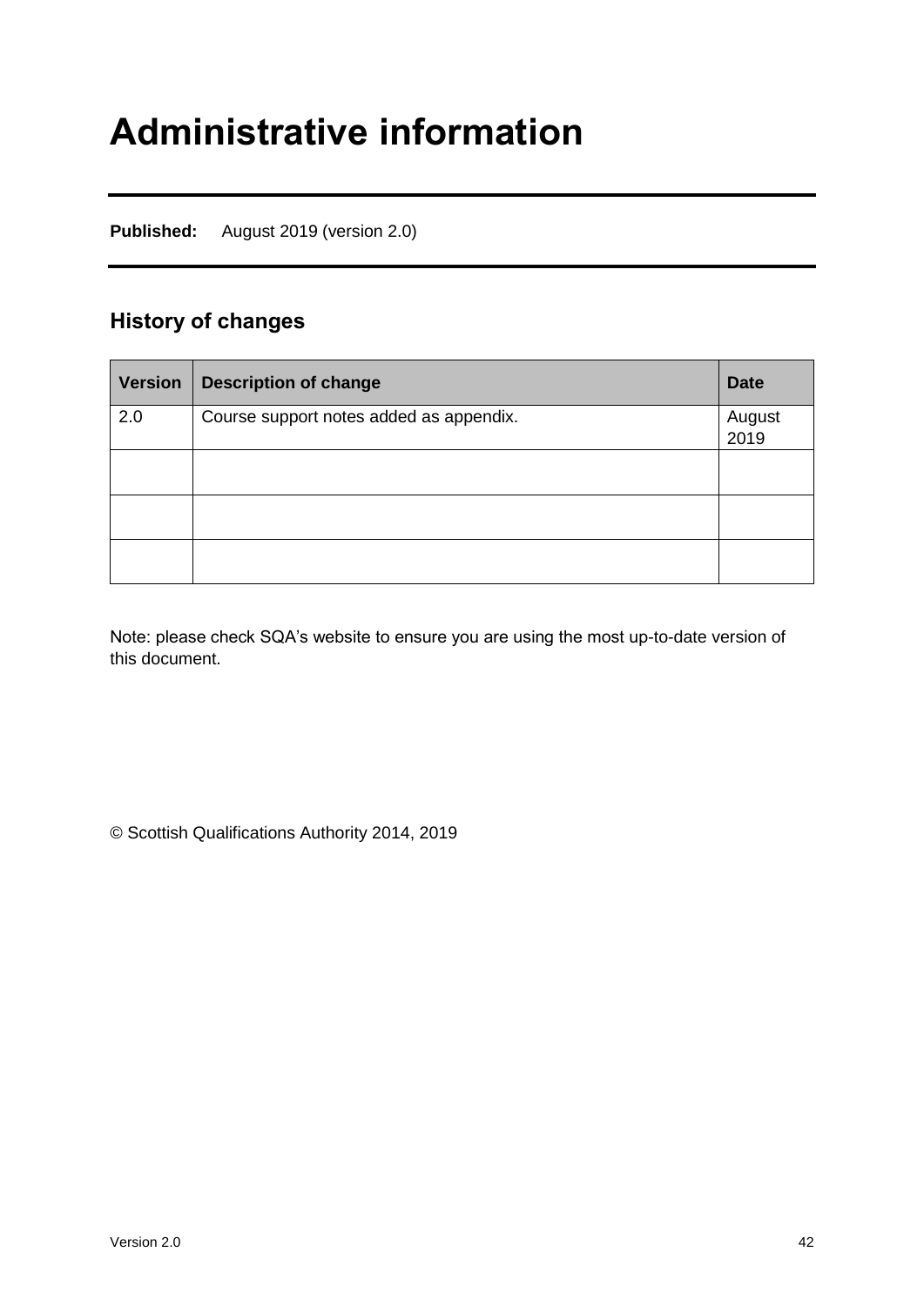# Administrative information

**Published:** August 2019 (version 2.0)

## History of changes

| Version | Description of change | Date |
|---|---|---|
| 2.0 | Course support notes added as appendix. | August 2019 |
| | | |
| | | |
| | | |

Note: please check SQA's website to ensure you are using the most up-to-date version of this document.

© Scottish Qualifications Authority 2014, 2019